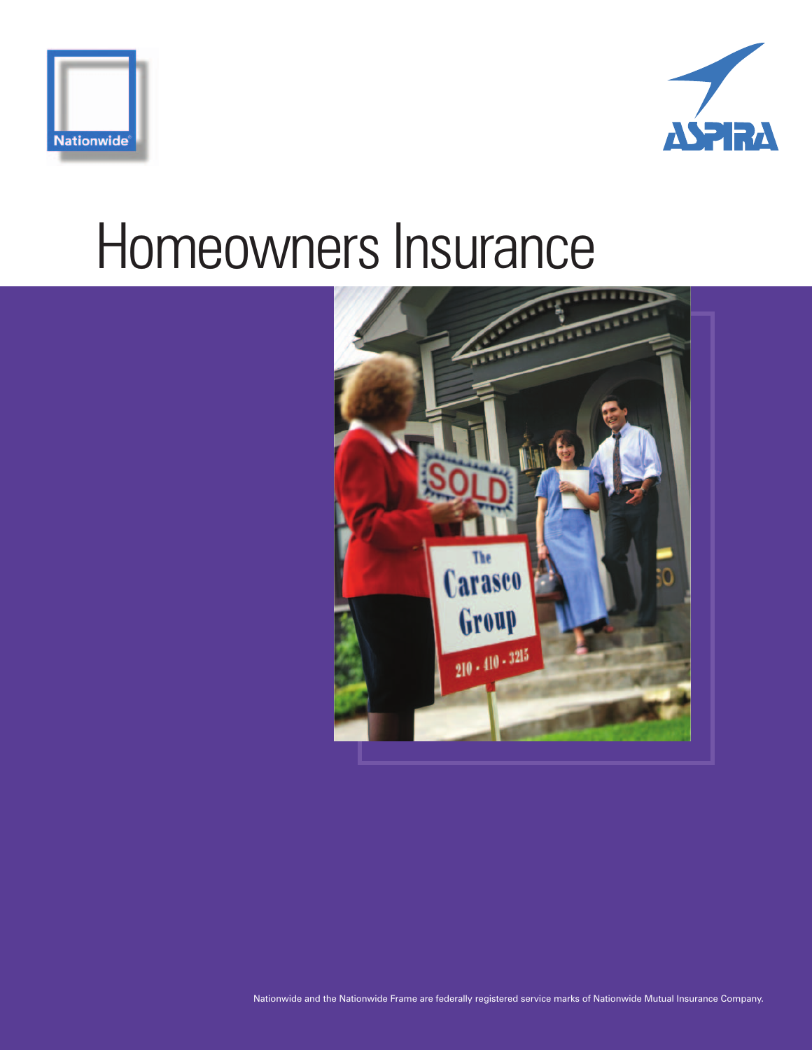# Homeowners Insurance

Nationwide and the Nationwide Frame are federally registered service marks of Nationwide Mutual Insurance Company.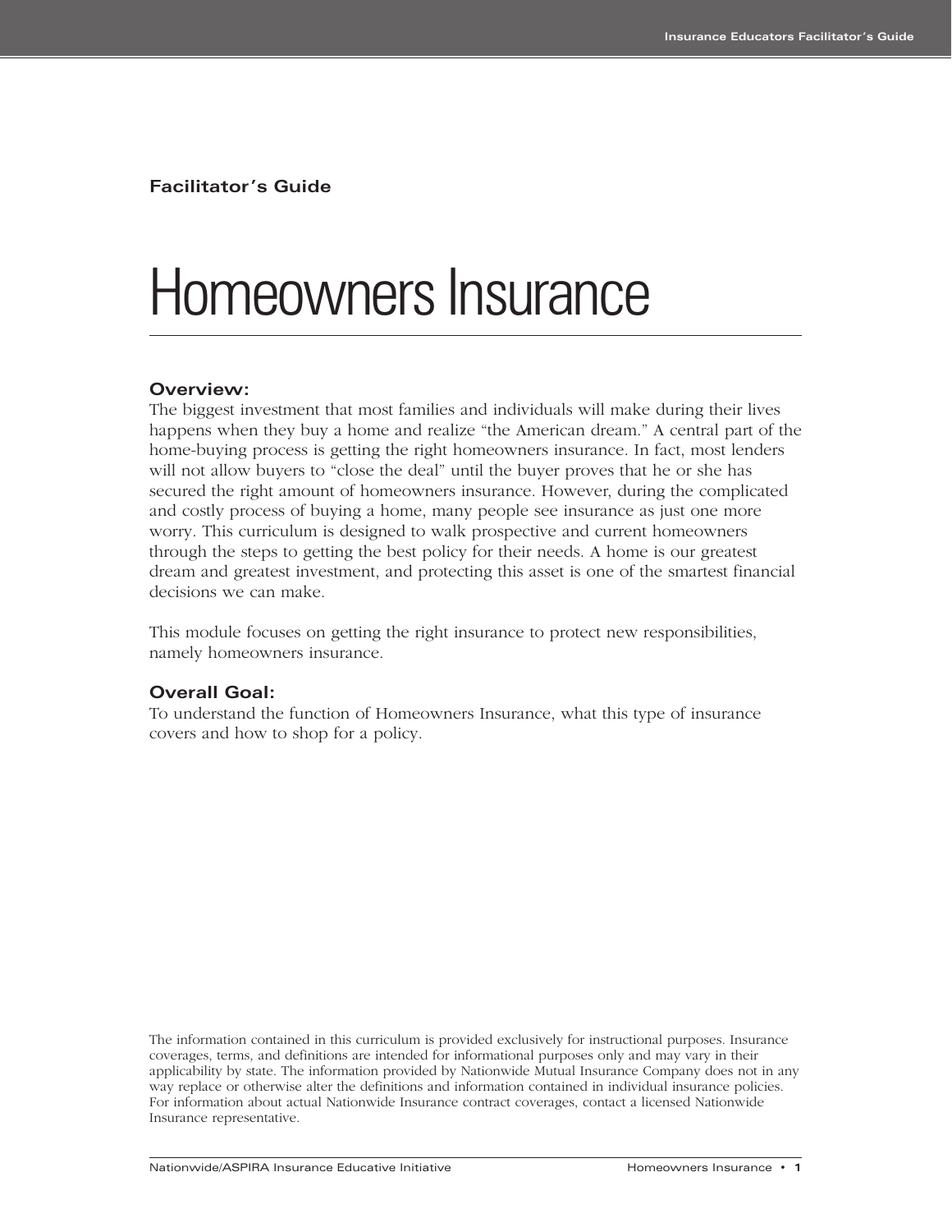**Facilitator's Guide**

# Homeowners Insurance

## Overview:

The biggest investment that most families and individuals will make during their lives happens when they buy a home and realize "the American dream." A central part of the home-buying process is getting the right homeowners insurance. In fact, most lenders will not allow buyers to "close the deal" until the buyer proves that he or she has secured the right amount of homeowners insurance. However, during the complicated and costly process of buying a home, many people see insurance as just one more worry. This curriculum is designed to walk prospective and current homeowners through the steps to getting the best policy for their needs. A home is our greatest dream and greatest investment, and protecting this asset is one of the smartest financial decisions we can make.

This module focuses on getting the right insurance to protect new responsibilities, namely homeowners insurance.

## Overall Goal:

To understand the function of Homeowners Insurance, what this type of insurance covers and how to shop for a policy.

The information contained in this curriculum is provided exclusively for instructional purposes. Insurance coverages, terms, and definitions are intended for informational purposes only and may vary in their applicability by state. The information provided by Nationwide Mutual Insurance Company does not in any way replace or otherwise alter the definitions and information contained in individual insurance policies. For information about actual Nationwide Insurance contract coverages, contact a licensed Nationwide Insurance representative.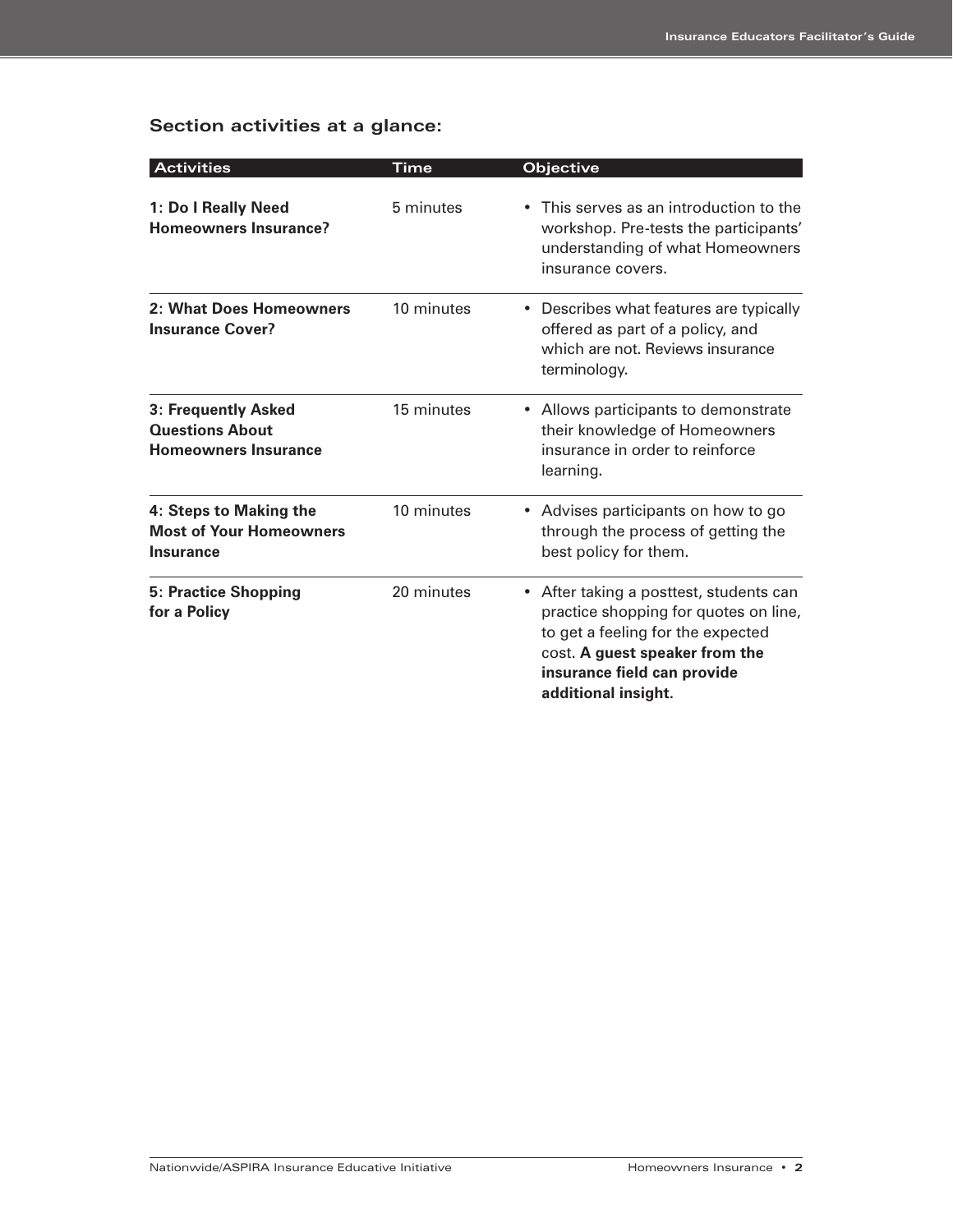## Section activities at a glance:

| Activities | Time | Objective |
|---|---|---|
| **1: Do I Really Need Homeowners Insurance?** | 5 minutes | • This serves as an introduction to the workshop. Pre-tests the participants' understanding of what Homeowners insurance covers. |
| **2: What Does Homeowners Insurance Cover?** | 10 minutes | • Describes what features are typically offered as part of a policy, and which are not. Reviews insurance terminology. |
| **3: Frequently Asked Questions About Homeowners Insurance** | 15 minutes | • Allows participants to demonstrate their knowledge of Homeowners insurance in order to reinforce learning. |
| **4: Steps to Making the Most of Your Homeowners Insurance** | 10 minutes | • Advises participants on how to go through the process of getting the best policy for them. |
| **5: Practice Shopping for a Policy** | 20 minutes | • After taking a posttest, students can practice shopping for quotes on line, to get a feeling for the expected cost. **A guest speaker from the insurance field can provide additional insight**. |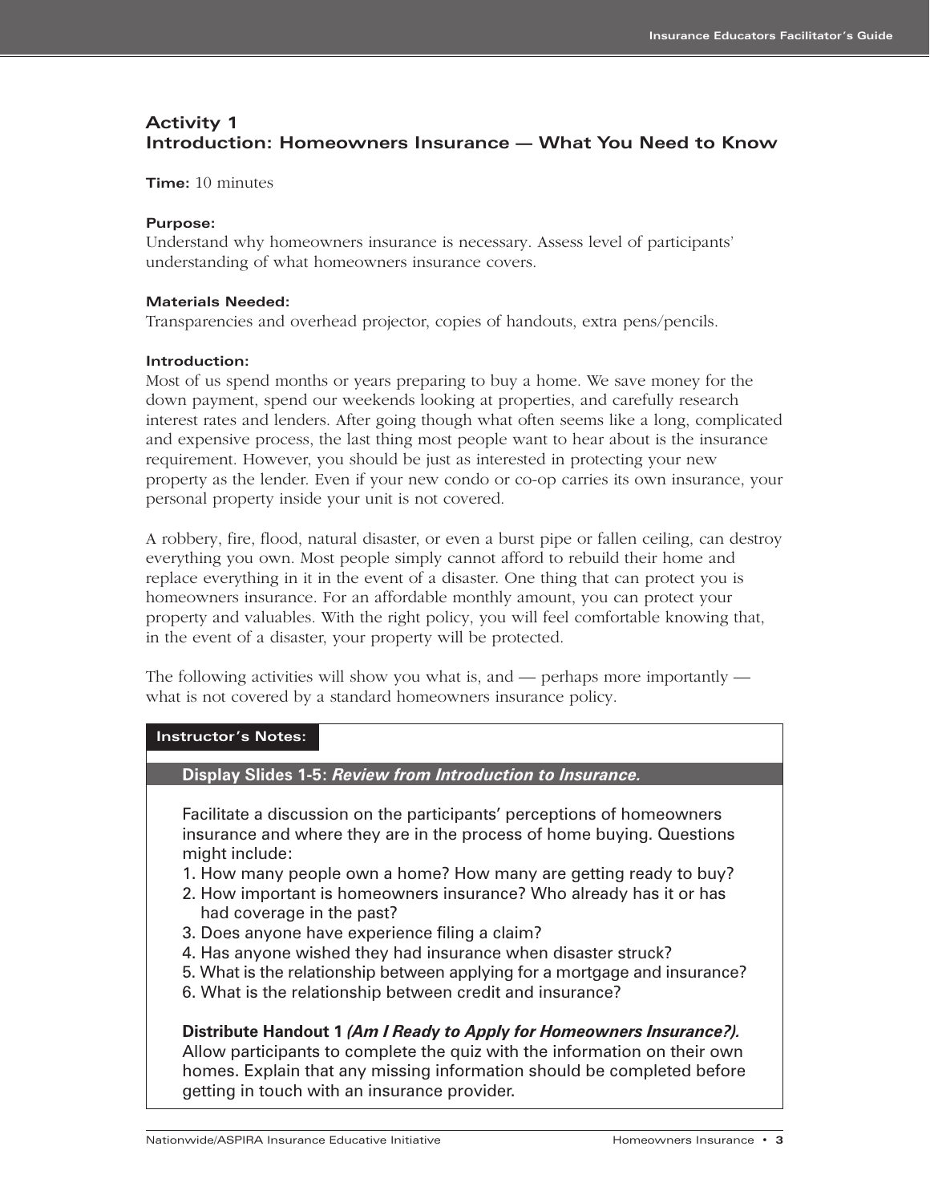## Activity 1
## Introduction: Homeowners Insurance — What You Need to Know

**Time:** 10 minutes

**Purpose:**
Understand why homeowners insurance is necessary. Assess level of participants' understanding of what homeowners insurance covers.

**Materials Needed:**
Transparencies and overhead projector, copies of handouts, extra pens/pencils.

**Introduction:**
Most of us spend months or years preparing to buy a home. We save money for the down payment, spend our weekends looking at properties, and carefully research interest rates and lenders. After going though what often seems like a long, complicated and expensive process, the last thing most people want to hear about is the insurance requirement. However, you should be just as interested in protecting your new property as the lender. Even if your new condo or co-op carries its own insurance, your personal property inside your unit is not covered.

A robbery, fire, flood, natural disaster, or even a burst pipe or fallen ceiling, can destroy everything you own. Most people simply cannot afford to rebuild their home and replace everything in it in the event of a disaster. One thing that can protect you is homeowners insurance. For an affordable monthly amount, you can protect your property and valuables. With the right policy, you will feel comfortable knowing that, in the event of a disaster, your property will be protected.

The following activities will show you what is, and — perhaps more importantly — what is not covered by a standard homeowners insurance policy.

**Instructor's Notes:**

**Display Slides 1-5: *Review from Introduction to Insurance.***

Facilitate a discussion on the participants' perceptions of homeowners insurance and where they are in the process of home buying. Questions might include:

1. How many people own a home? How many are getting ready to buy?
2. How important is homeowners insurance? Who already has it or has had coverage in the past?
3. Does anyone have experience filing a claim?
4. Has anyone wished they had insurance when disaster struck?
5. What is the relationship between applying for a mortgage and insurance?
6. What is the relationship between credit and insurance?

**Distribute Handout 1 *(Am I Ready to Apply for Homeowners Insurance?).*** Allow participants to complete the quiz with the information on their own homes. Explain that any missing information should be completed before getting in touch with an insurance provider.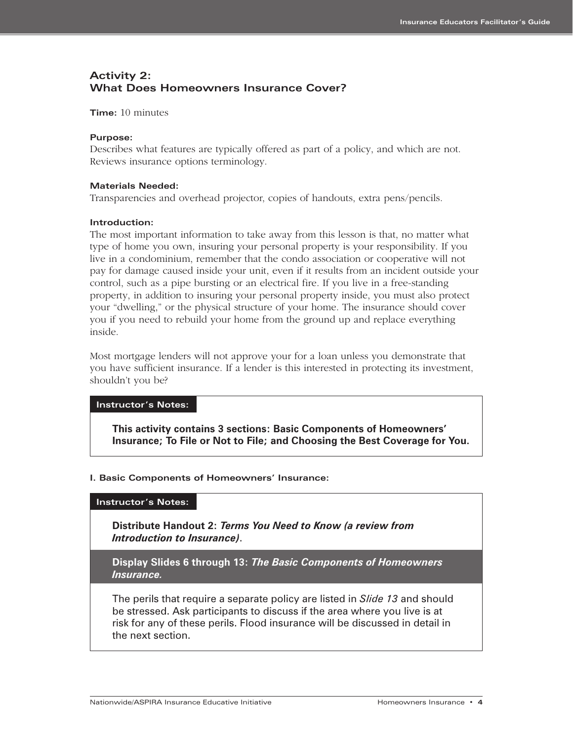## Activity 2: What Does Homeowners Insurance Cover?

**Time:** 10 minutes

**Purpose:**
Describes what features are typically offered as part of a policy, and which are not. Reviews insurance options terminology.

**Materials Needed:**
Transparencies and overhead projector, copies of handouts, extra pens/pencils.

**Introduction:**
The most important information to take away from this lesson is that, no matter what type of home you own, insuring your personal property is your responsibility. If you live in a condominium, remember that the condo association or cooperative will not pay for damage caused inside your unit, even if it results from an incident outside your control, such as a pipe bursting or an electrical fire. If you live in a free-standing property, in addition to insuring your personal property inside, you must also protect your "dwelling," or the physical structure of your home. The insurance should cover you if you need to rebuild your home from the ground up and replace everything inside.

Most mortgage lenders will not approve your for a loan unless you demonstrate that you have sufficient insurance. If a lender is this interested in protecting its investment, shouldn't you be?

> **Instructor's Notes:**
>
> **This activity contains 3 sections: Basic Components of Homeowners' Insurance; To File or Not to File; and Choosing the Best Coverage for You.**

**I. Basic Components of Homeowners' Insurance:**

> **Instructor's Notes:**
>
> **Distribute Handout 2: *Terms You Need to Know (a review from Introduction to Insurance)*.**
>
> **Display Slides 6 through 13: *The Basic Components of Homeowners Insurance.***
>
> The perils that require a separate policy are listed in *Slide 13* and should be stressed. Ask participants to discuss if the area where you live is at risk for any of these perils. Flood insurance will be discussed in detail in the next section.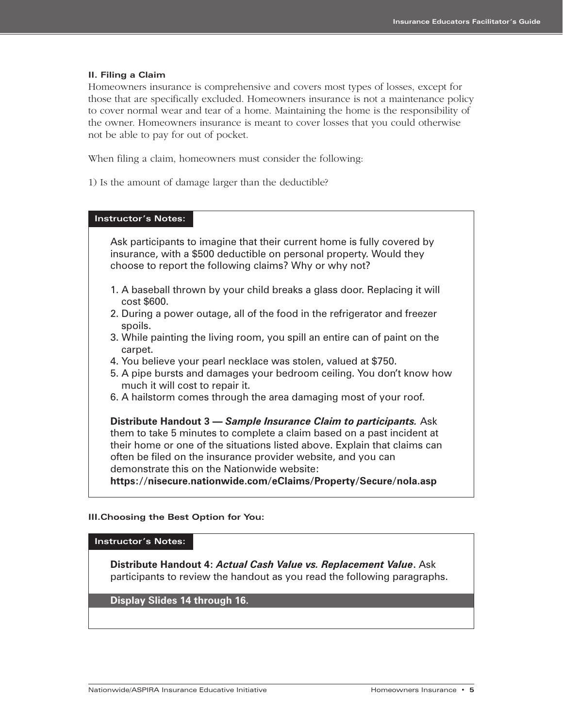### II. Filing a Claim

Homeowners insurance is comprehensive and covers most types of losses, except for those that are specifically excluded. Homeowners insurance is not a maintenance policy to cover normal wear and tear of a home. Maintaining the home is the responsibility of the owner. Homeowners insurance is meant to cover losses that you could otherwise not be able to pay for out of pocket.

When filing a claim, homeowners must consider the following:

1) Is the amount of damage larger than the deductible?

**Instructor's Notes:**

Ask participants to imagine that their current home is fully covered by insurance, with a $500 deductible on personal property. Would they choose to report the following claims? Why or why not?

1. A baseball thrown by your child breaks a glass door. Replacing it will cost $600.
2. During a power outage, all of the food in the refrigerator and freezer spoils.
3. While painting the living room, you spill an entire can of paint on the carpet.
4. You believe your pearl necklace was stolen, valued at $750.
5. A pipe bursts and damages your bedroom ceiling. You don't know how much it will cost to repair it.
6. A hailstorm comes through the area damaging most of your roof.

**Distribute Handout 3 — *Sample Insurance Claim to participants.*** Ask them to take 5 minutes to complete a claim based on a past incident at their home or one of the situations listed above. Explain that claims can often be filed on the insurance provider website, and you can demonstrate this on the Nationwide website: **https://nisecure.nationwide.com/eClaims/Property/Secure/nola.asp**

### III. Choosing the Best Option for You:

**Instructor's Notes:**

**Distribute Handout 4: *Actual Cash Value vs. Replacement Value*.** Ask participants to review the handout as you read the following paragraphs.

**Display Slides 14 through 16.**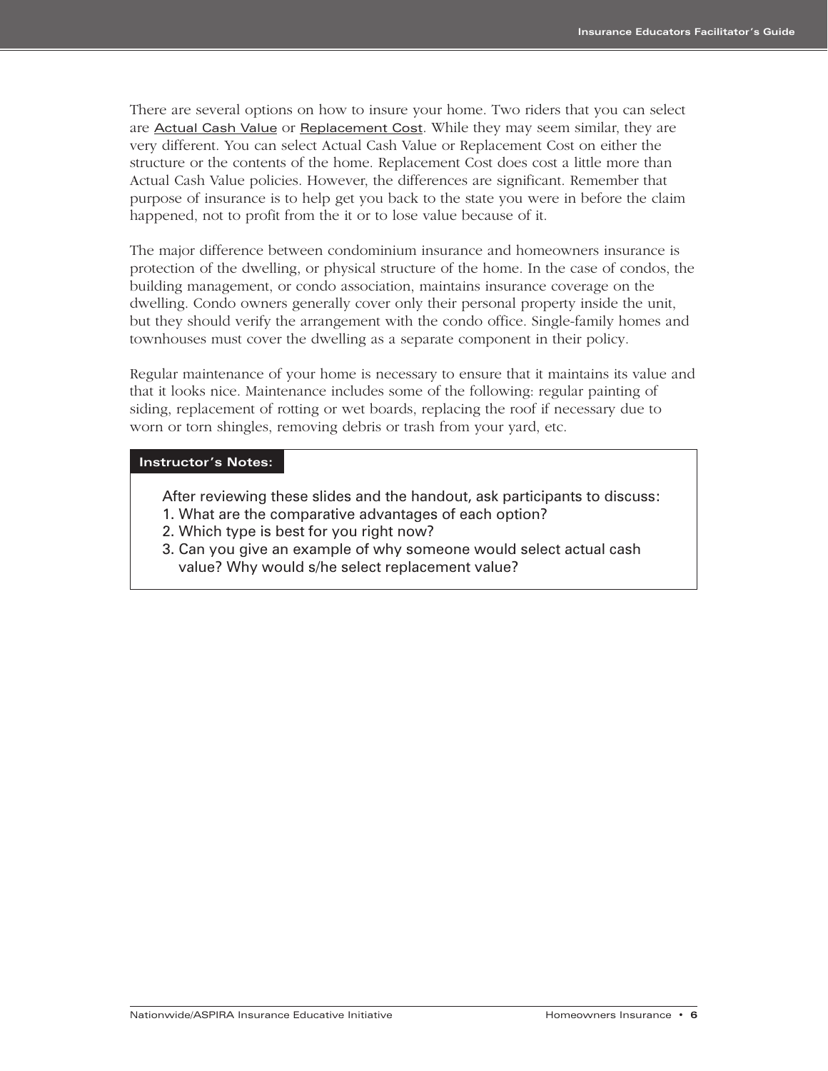There are several options on how to insure your home. Two riders that you can select are Actual Cash Value or Replacement Cost. While they may seem similar, they are very different. You can select Actual Cash Value or Replacement Cost on either the structure or the contents of the home. Replacement Cost does cost a little more than Actual Cash Value policies. However, the differences are significant. Remember that purpose of insurance is to help get you back to the state you were in before the claim happened, not to profit from the it or to lose value because of it.

The major difference between condominium insurance and homeowners insurance is protection of the dwelling, or physical structure of the home. In the case of condos, the building management, or condo association, maintains insurance coverage on the dwelling. Condo owners generally cover only their personal property inside the unit, but they should verify the arrangement with the condo office. Single-family homes and townhouses must cover the dwelling as a separate component in their policy.

Regular maintenance of your home is necessary to ensure that it maintains its value and that it looks nice. Maintenance includes some of the following: regular painting of siding, replacement of rotting or wet boards, replacing the roof if necessary due to worn or torn shingles, removing debris or trash from your yard, etc.

**Instructor's Notes:**

After reviewing these slides and the handout, ask participants to discuss:

1. What are the comparative advantages of each option?
2. Which type is best for you right now?
3. Can you give an example of why someone would select actual cash value? Why would s/he select replacement value?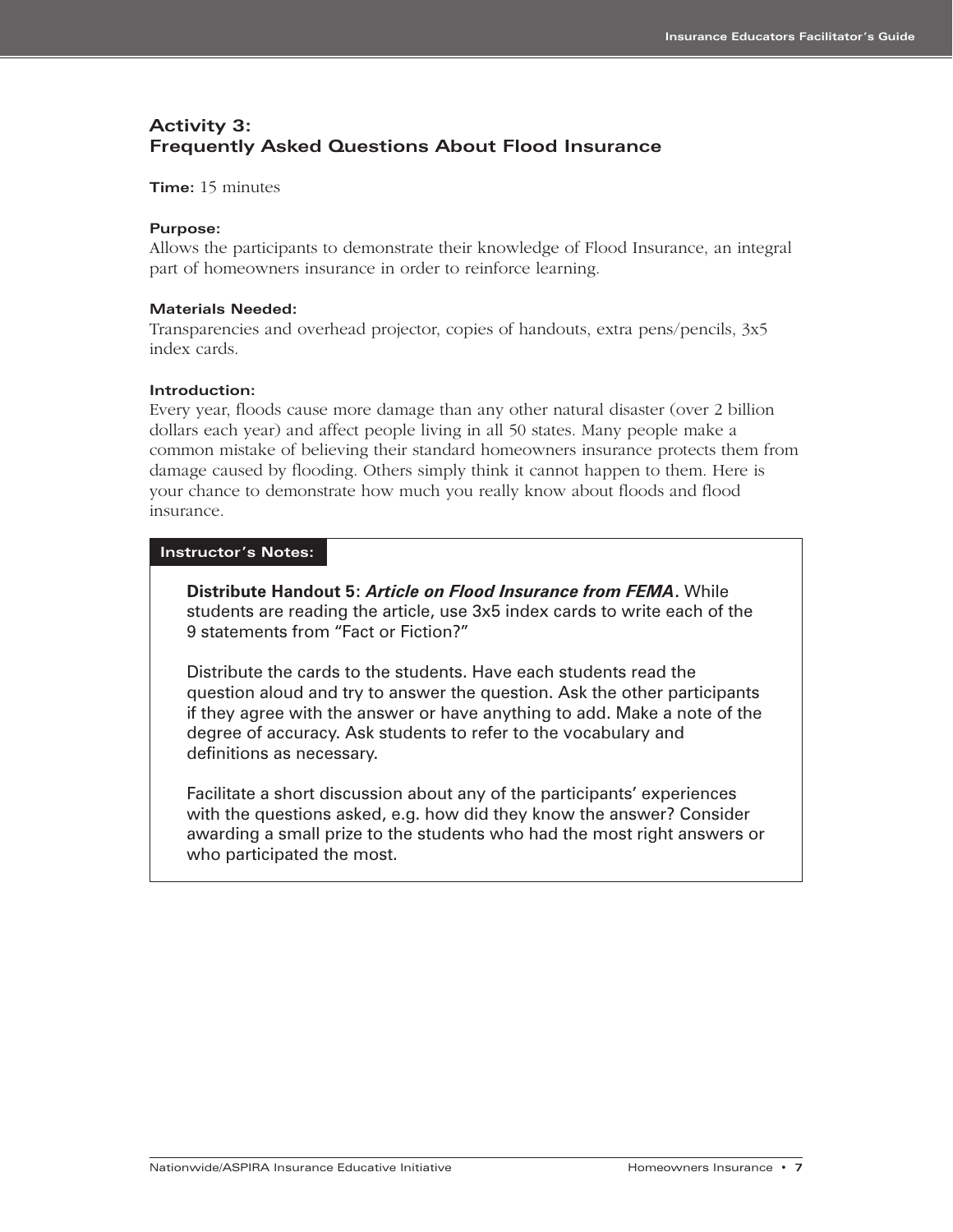## Activity 3: Frequently Asked Questions About Flood Insurance

**Time:** 15 minutes

**Purpose:**
Allows the participants to demonstrate their knowledge of Flood Insurance, an integral part of homeowners insurance in order to reinforce learning.

**Materials Needed:**
Transparencies and overhead projector, copies of handouts, extra pens/pencils, 3x5 index cards.

**Introduction:**
Every year, floods cause more damage than any other natural disaster (over 2 billion dollars each year) and affect people living in all 50 states. Many people make a common mistake of believing their standard homeowners insurance protects them from damage caused by flooding. Others simply think it cannot happen to them. Here is your chance to demonstrate how much you really know about floods and flood insurance.

**Instructor's Notes:**

**Distribute Handout 5:** ***Article on Flood Insurance from FEMA*****.** While students are reading the article, use 3x5 index cards to write each of the 9 statements from "Fact or Fiction?"

Distribute the cards to the students. Have each students read the question aloud and try to answer the question. Ask the other participants if they agree with the answer or have anything to add. Make a note of the degree of accuracy. Ask students to refer to the vocabulary and definitions as necessary.

Facilitate a short discussion about any of the participants' experiences with the questions asked, e.g. how did they know the answer? Consider awarding a small prize to the students who had the most right answers or who participated the most.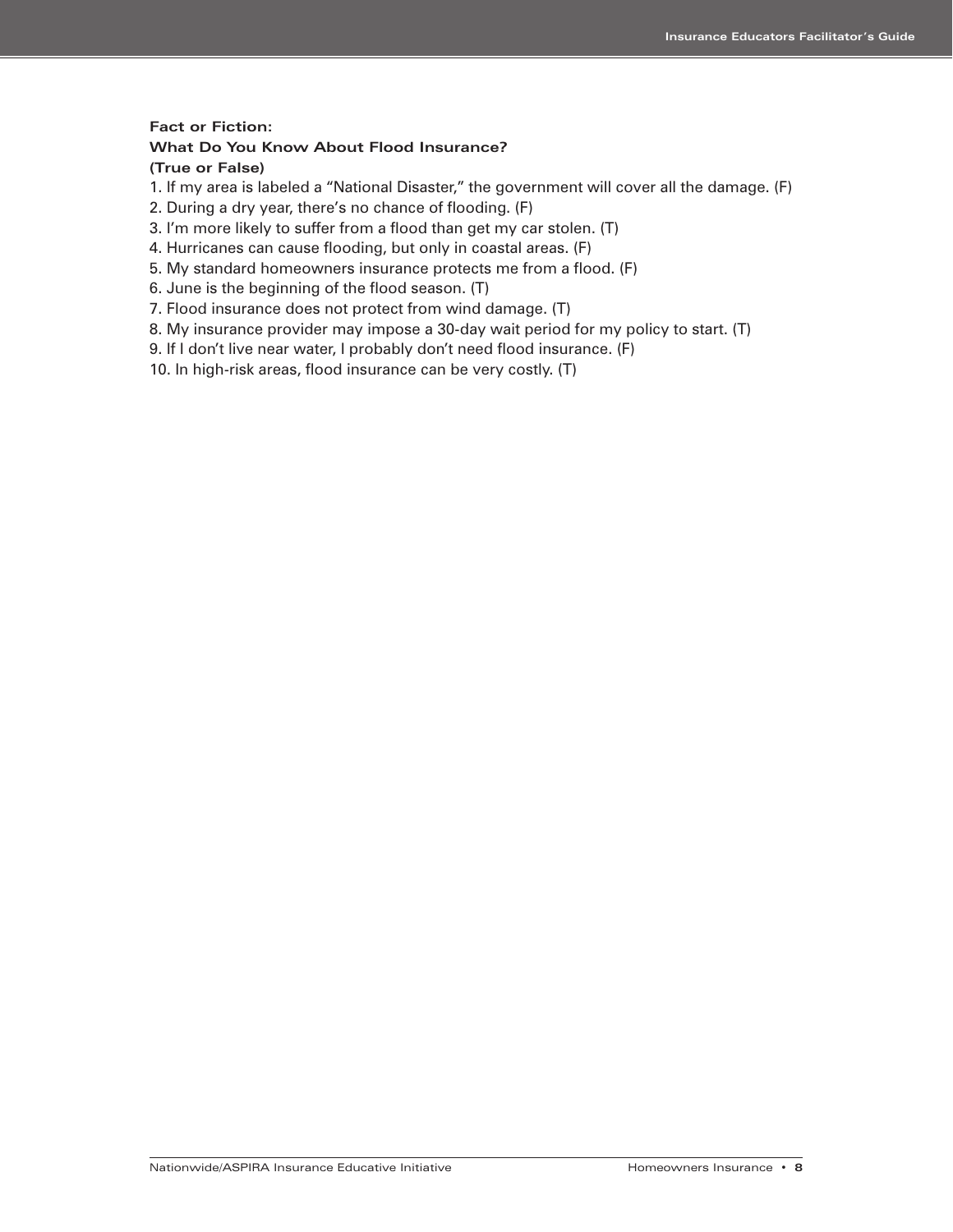**Fact or Fiction:**
**What Do You Know About Flood Insurance?**
**(True or False)**

1. If my area is labeled a “National Disaster,” the government will cover all the damage. (F)
2. During a dry year, there’s no chance of flooding. (F)
3. I’m more likely to suffer from a flood than get my car stolen. (T)
4. Hurricanes can cause flooding, but only in coastal areas. (F)
5. My standard homeowners insurance protects me from a flood. (F)
6. June is the beginning of the flood season. (T)
7. Flood insurance does not protect from wind damage. (T)
8. My insurance provider may impose a 30-day wait period for my policy to start. (T)
9. If I don’t live near water, I probably don’t need flood insurance. (F)
10. In high-risk areas, flood insurance can be very costly. (T)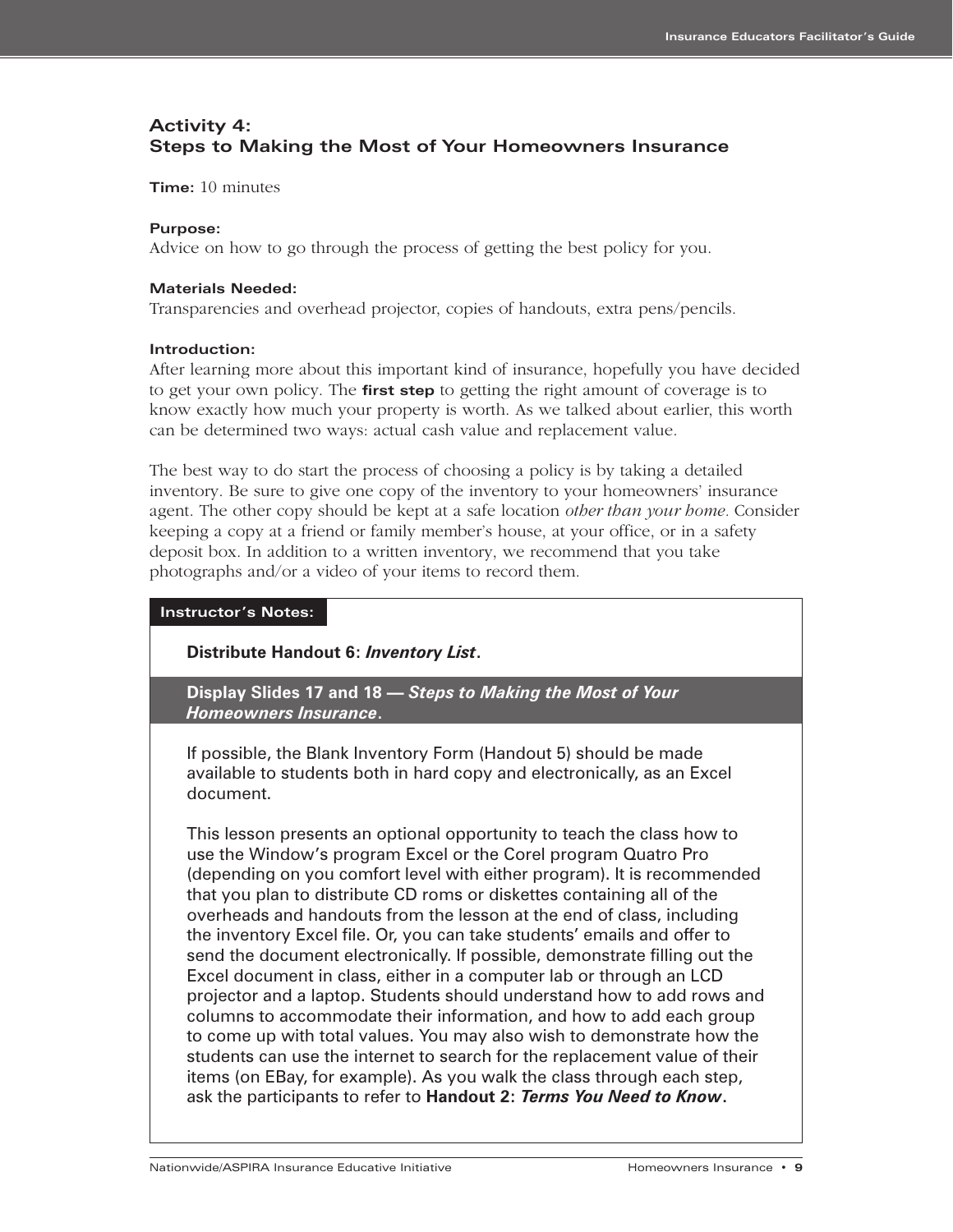## Activity 4:
## Steps to Making the Most of Your Homeowners Insurance

**Time:** 10 minutes

**Purpose:**
Advice on how to go through the process of getting the best policy for you.

**Materials Needed:**
Transparencies and overhead projector, copies of handouts, extra pens/pencils.

**Introduction:**
After learning more about this important kind of insurance, hopefully you have decided to get your own policy. The **first step** to getting the right amount of coverage is to know exactly how much your property is worth. As we talked about earlier, this worth can be determined two ways: actual cash value and replacement value.

The best way to do start the process of choosing a policy is by taking a detailed inventory. Be sure to give one copy of the inventory to your homeowners' insurance agent. The other copy should be kept at a safe location *other than your home.* Consider keeping a copy at a friend or family member's house, at your office, or in a safety deposit box. In addition to a written inventory, we recommend that you take photographs and/or a video of your items to record them.

**Instructor's Notes:**

**Distribute Handout 6: *Inventory List*.**

**Display Slides 17 and 18 — *Steps to Making the Most of Your Homeowners Insurance*.**

If possible, the Blank Inventory Form (Handout 5) should be made available to students both in hard copy and electronically, as an Excel document.

This lesson presents an optional opportunity to teach the class how to use the Window's program Excel or the Corel program Quatro Pro (depending on you comfort level with either program). It is recommended that you plan to distribute CD roms or diskettes containing all of the overheads and handouts from the lesson at the end of class, including the inventory Excel file. Or, you can take students' emails and offer to send the document electronically. If possible, demonstrate filling out the Excel document in class, either in a computer lab or through an LCD projector and a laptop. Students should understand how to add rows and columns to accommodate their information, and how to add each group to come up with total values. You may also wish to demonstrate how the students can use the internet to search for the replacement value of their items (on EBay, for example). As you walk the class through each step, ask the participants to refer to **Handout 2: *Terms You Need to Know*.**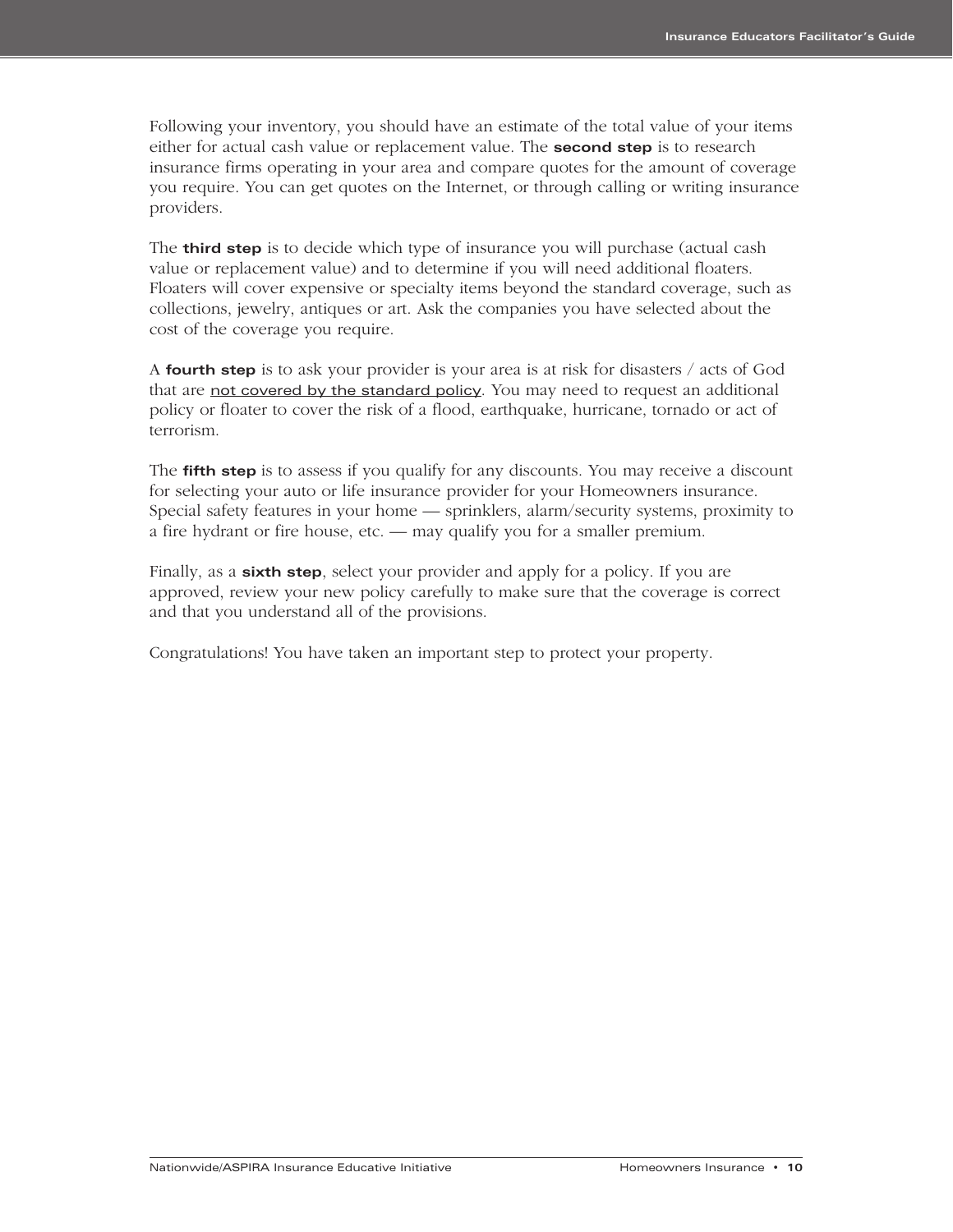Following your inventory, you should have an estimate of the total value of your items either for actual cash value or replacement value. The **second step** is to research insurance firms operating in your area and compare quotes for the amount of coverage you require. You can get quotes on the Internet, or through calling or writing insurance providers.

The **third step** is to decide which type of insurance you will purchase (actual cash value or replacement value) and to determine if you will need additional floaters. Floaters will cover expensive or specialty items beyond the standard coverage, such as collections, jewelry, antiques or art. Ask the companies you have selected about the cost of the coverage you require.

A **fourth step** is to ask your provider is your area is at risk for disasters / acts of God that are not covered by the standard policy. You may need to request an additional policy or floater to cover the risk of a flood, earthquake, hurricane, tornado or act of terrorism.

The **fifth step** is to assess if you qualify for any discounts. You may receive a discount for selecting your auto or life insurance provider for your Homeowners insurance. Special safety features in your home — sprinklers, alarm/security systems, proximity to a fire hydrant or fire house, etc. — may qualify you for a smaller premium.

Finally, as a **sixth step**, select your provider and apply for a policy. If you are approved, review your new policy carefully to make sure that the coverage is correct and that you understand all of the provisions.

Congratulations! You have taken an important step to protect your property.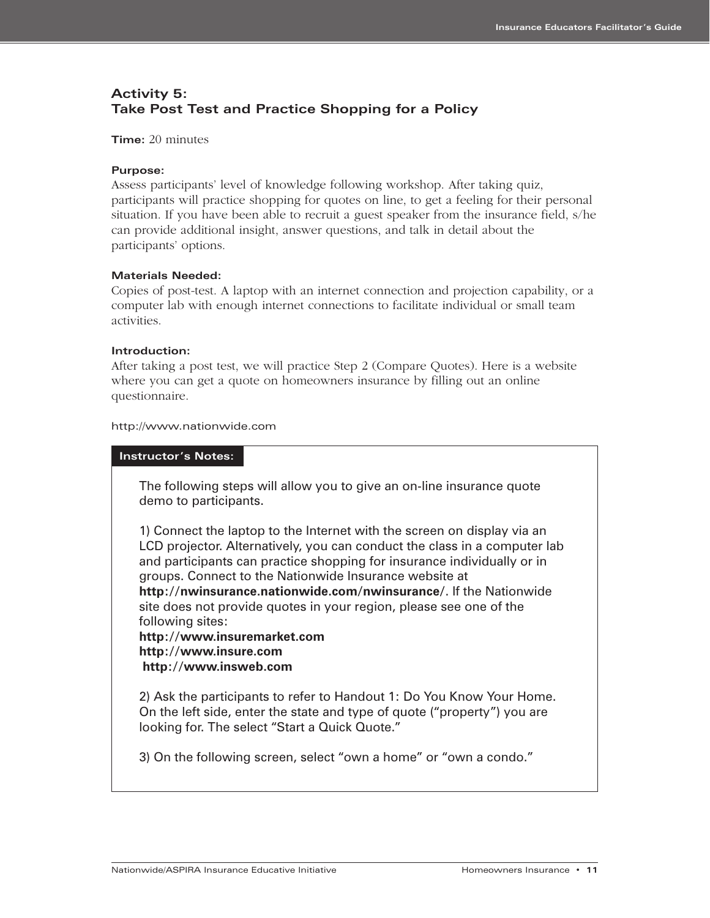## Activity 5: Take Post Test and Practice Shopping for a Policy

**Time:** 20 minutes

**Purpose:**
Assess participants' level of knowledge following workshop. After taking quiz, participants will practice shopping for quotes on line, to get a feeling for their personal situation. If you have been able to recruit a guest speaker from the insurance field, s/he can provide additional insight, answer questions, and talk in detail about the participants' options.

**Materials Needed:**
Copies of post-test. A laptop with an internet connection and projection capability, or a computer lab with enough internet connections to facilitate individual or small team activities.

**Introduction:**
After taking a post test, we will practice Step 2 (Compare Quotes). Here is a website where you can get a quote on homeowners insurance by filling out an online questionnaire.

http://www.nationwide.com

**Instructor's Notes:**

The following steps will allow you to give an on-line insurance quote demo to participants.

1) Connect the laptop to the Internet with the screen on display via an LCD projector. Alternatively, you can conduct the class in a computer lab and participants can practice shopping for insurance individually or in groups. Connect to the Nationwide Insurance website at **http://nwinsurance.nationwide.com/nwinsurance/**. If the Nationwide site does not provide quotes in your region, please see one of the following sites:
**http://www.insuremarket.com**
**http://www.insure.com**
**http://www.insweb.com**

2) Ask the participants to refer to Handout 1: Do You Know Your Home. On the left side, enter the state and type of quote ("property") you are looking for. The select "Start a Quick Quote."

3) On the following screen, select "own a home" or "own a condo."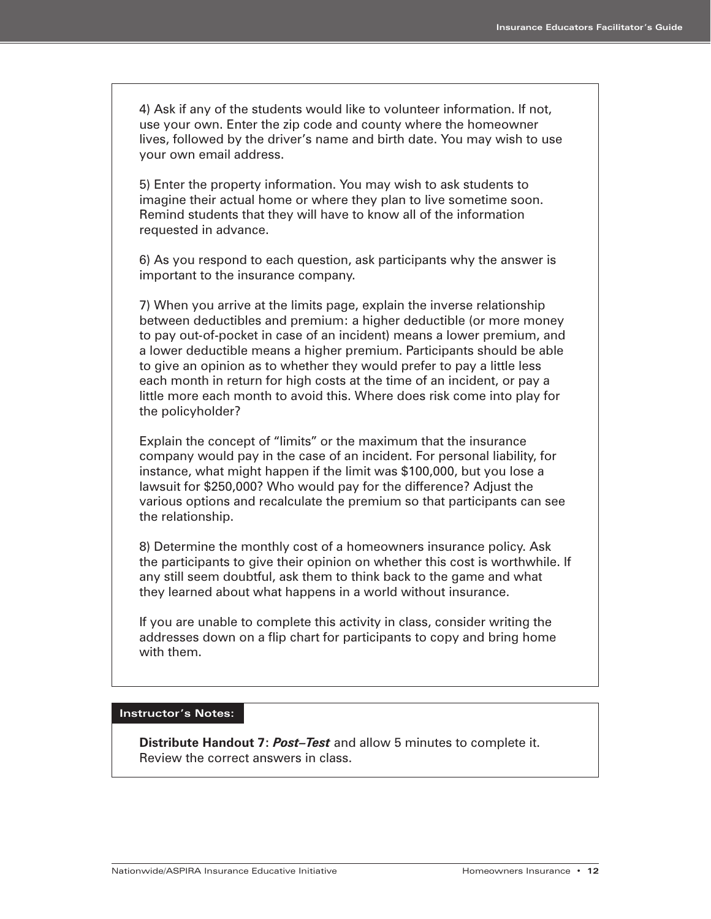4) Ask if any of the students would like to volunteer information. If not, use your own. Enter the zip code and county where the homeowner lives, followed by the driver's name and birth date. You may wish to use your own email address.

5) Enter the property information. You may wish to ask students to imagine their actual home or where they plan to live sometime soon. Remind students that they will have to know all of the information requested in advance.

6) As you respond to each question, ask participants why the answer is important to the insurance company.

7) When you arrive at the limits page, explain the inverse relationship between deductibles and premium: a higher deductible (or more money to pay out-of-pocket in case of an incident) means a lower premium, and a lower deductible means a higher premium. Participants should be able to give an opinion as to whether they would prefer to pay a little less each month in return for high costs at the time of an incident, or pay a little more each month to avoid this. Where does risk come into play for the policyholder?

Explain the concept of "limits" or the maximum that the insurance company would pay in the case of an incident. For personal liability, for instance, what might happen if the limit was $100,000, but you lose a lawsuit for $250,000? Who would pay for the difference? Adjust the various options and recalculate the premium so that participants can see the relationship.

8) Determine the monthly cost of a homeowners insurance policy. Ask the participants to give their opinion on whether this cost is worthwhile. If any still seem doubtful, ask them to think back to the game and what they learned about what happens in a world without insurance.

If you are unable to complete this activity in class, consider writing the addresses down on a flip chart for participants to copy and bring home with them.

**Instructor's Notes:**

**Distribute Handout 7**: ***Post–Test*** and allow 5 minutes to complete it. Review the correct answers in class.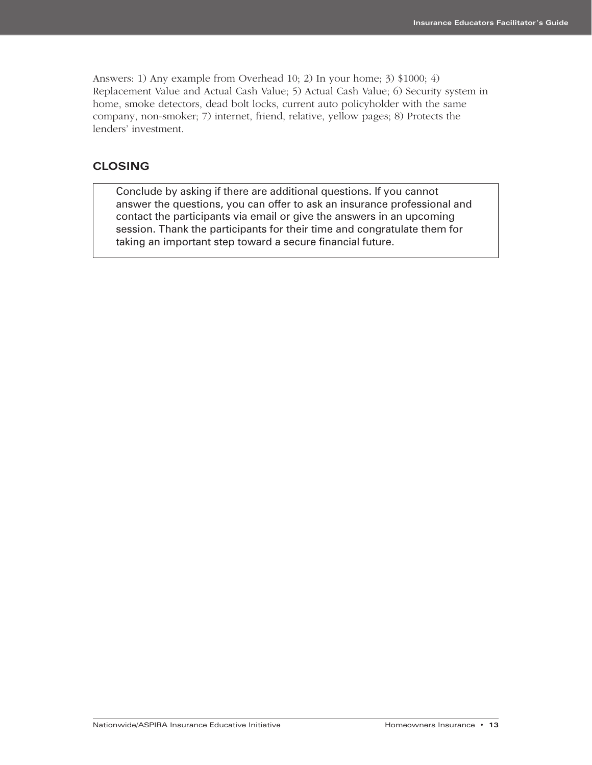Answers: 1) Any example from Overhead 10; 2) In your home; 3) $1000; 4) Replacement Value and Actual Cash Value; 5) Actual Cash Value; 6) Security system in home, smoke detectors, dead bolt locks, current auto policyholder with the same company, non-smoker; 7) internet, friend, relative, yellow pages; 8) Protects the lenders' investment.

## CLOSING

Conclude by asking if there are additional questions. If you cannot answer the questions, you can offer to ask an insurance professional and contact the participants via email or give the answers in an upcoming session. Thank the participants for their time and congratulate them for taking an important step toward a secure financial future.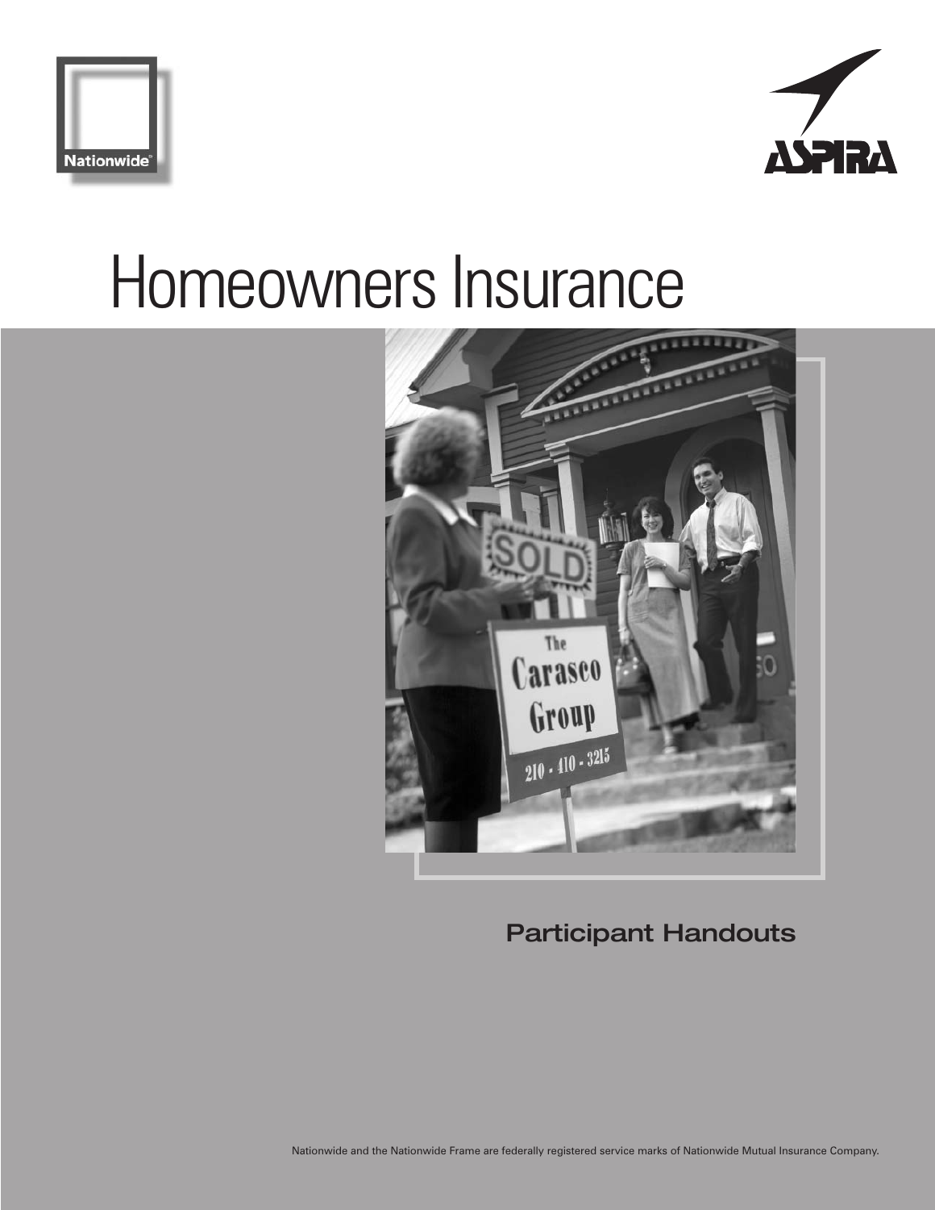Nationwide

ASPIRA

# Homeowners Insurance

## Participant Handouts

Nationwide and the Nationwide Frame are federally registered service marks of Nationwide Mutual Insurance Company.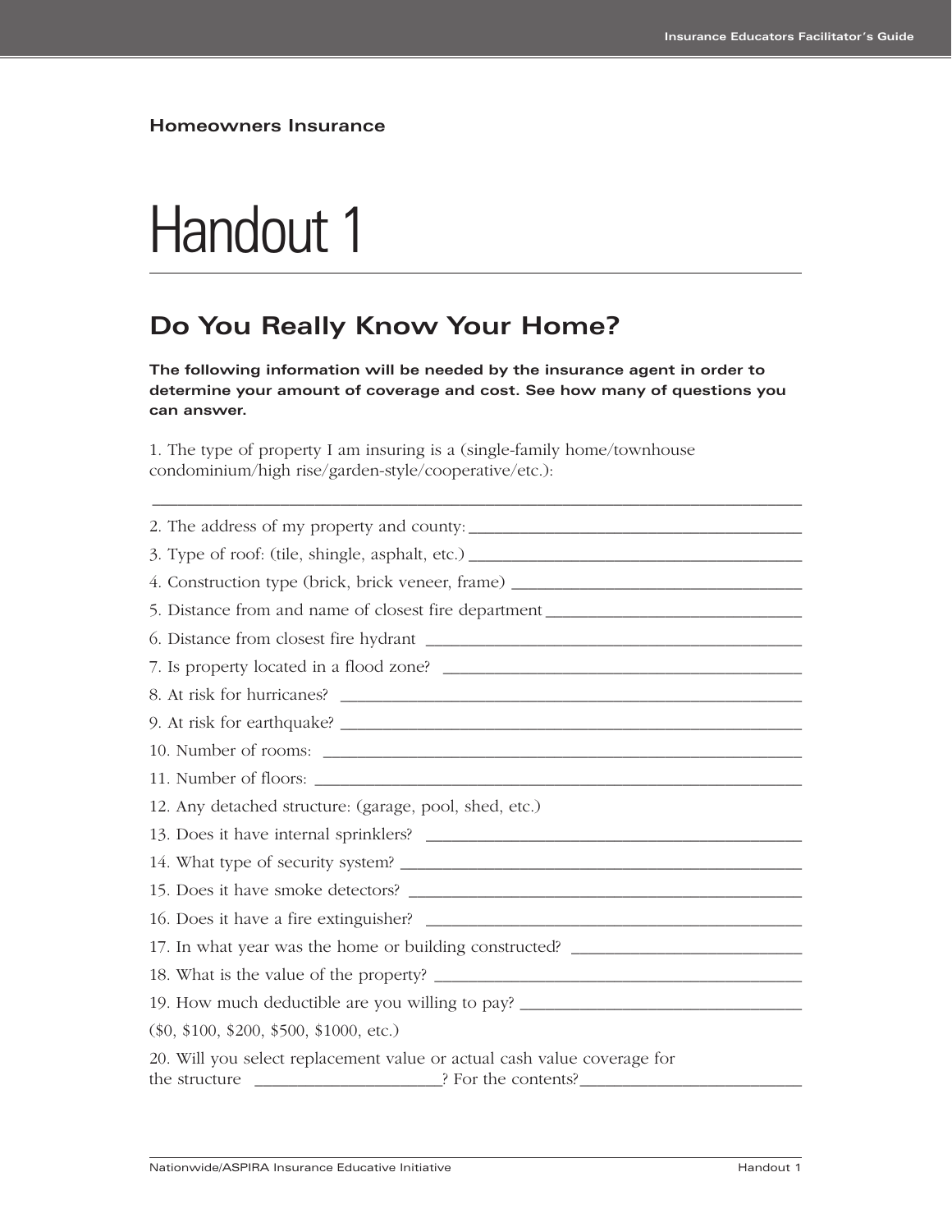**Homeowners Insurance**

# Handout 1

## Do You Really Know Your Home?

**The following information will be needed by the insurance agent in order to determine your amount of coverage and cost. See how many of questions you can answer.**

1. The type of property I am insuring is a (single-family home/townhouse condominium/high rise/garden-style/cooperative/etc.):

______________________________________________________________________________

2. The address of my property and county: ______________________________________
3. Type of roof: (tile, shingle, asphalt, etc.) ______________________________________
4. Construction type (brick, brick veneer, frame) __________________________________
5. Distance from and name of closest fire department ______________________________
6. Distance from closest fire hydrant ___________________________________________
7. Is property located in a flood zone? __________________________________________
8. At risk for hurricanes? ____________________________________________________
9. At risk for earthquake? ____________________________________________________
10. Number of rooms: ______________________________________________________
11. Number of floors: ______________________________________________________
12. Any detached structure: (garage, pool, shed, etc.)
13. Does it have internal sprinklers? ____________________________________________
14. What type of security system? _____________________________________________
15. Does it have smoke detectors? _____________________________________________
16. Does it have a fire extinguisher? ____________________________________________
17. In what year was the home or building constructed? ___________________________
18. What is the value of the property? __________________________________________
19. How much deductible are you willing to pay? _________________________________

($0, $100, $200, $500, $1000, etc.)

20. Will you select replacement value or actual cash value coverage for the structure ______________________? For the contents?__________________________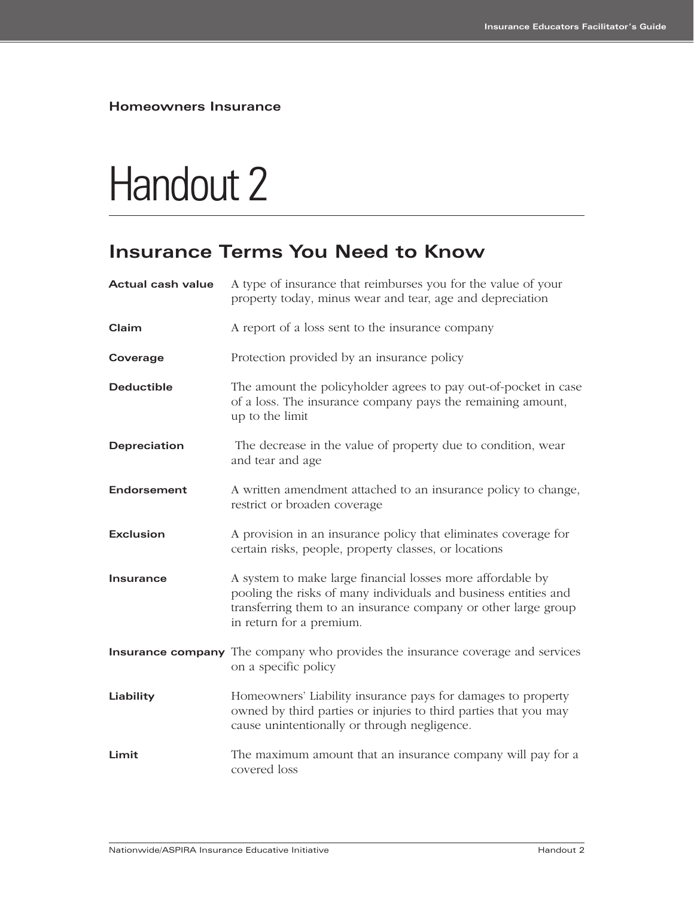**Homeowners Insurance**

# Handout 2

## Insurance Terms You Need to Know

**Actual cash value** A type of insurance that reimburses you for the value of your property today, minus wear and tear, age and depreciation

**Claim** A report of a loss sent to the insurance company

**Coverage** Protection provided by an insurance policy

**Deductible** The amount the policyholder agrees to pay out-of-pocket in case of a loss. The insurance company pays the remaining amount, up to the limit

**Depreciation** The decrease in the value of property due to condition, wear and tear and age

**Endorsement** A written amendment attached to an insurance policy to change, restrict or broaden coverage

**Exclusion** A provision in an insurance policy that eliminates coverage for certain risks, people, property classes, or locations

**Insurance** A system to make large financial losses more affordable by pooling the risks of many individuals and business entities and transferring them to an insurance company or other large group in return for a premium.

**Insurance company** The company who provides the insurance coverage and services on a specific policy

**Liability** Homeowners' Liability insurance pays for damages to property owned by third parties or injuries to third parties that you may cause unintentionally or through negligence.

**Limit** The maximum amount that an insurance company will pay for a covered loss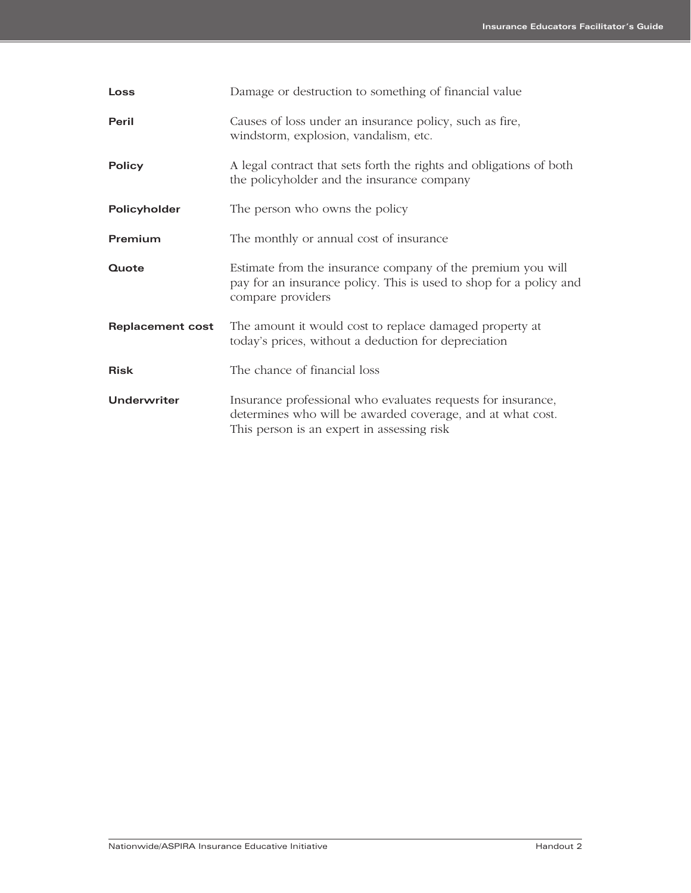| | |
|---|---|
| **Loss** | Damage or destruction to something of financial value |
| **Peril** | Causes of loss under an insurance policy, such as fire, windstorm, explosion, vandalism, etc. |
| **Policy** | A legal contract that sets forth the rights and obligations of both the policyholder and the insurance company |
| **Policyholder** | The person who owns the policy |
| **Premium** | The monthly or annual cost of insurance |
| **Quote** | Estimate from the insurance company of the premium you will pay for an insurance policy. This is used to shop for a policy and compare providers |
| **Replacement cost** | The amount it would cost to replace damaged property at today's prices, without a deduction for depreciation |
| **Risk** | The chance of financial loss |
| **Underwriter** | Insurance professional who evaluates requests for insurance, determines who will be awarded coverage, and at what cost. This person is an expert in assessing risk |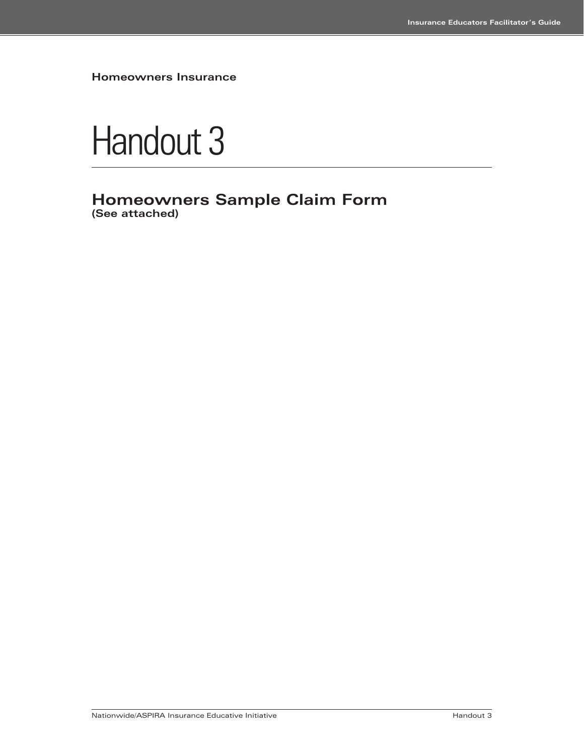**Homeowners Insurance**

# Handout 3

## Homeowners Sample Claim Form

**(See attached)**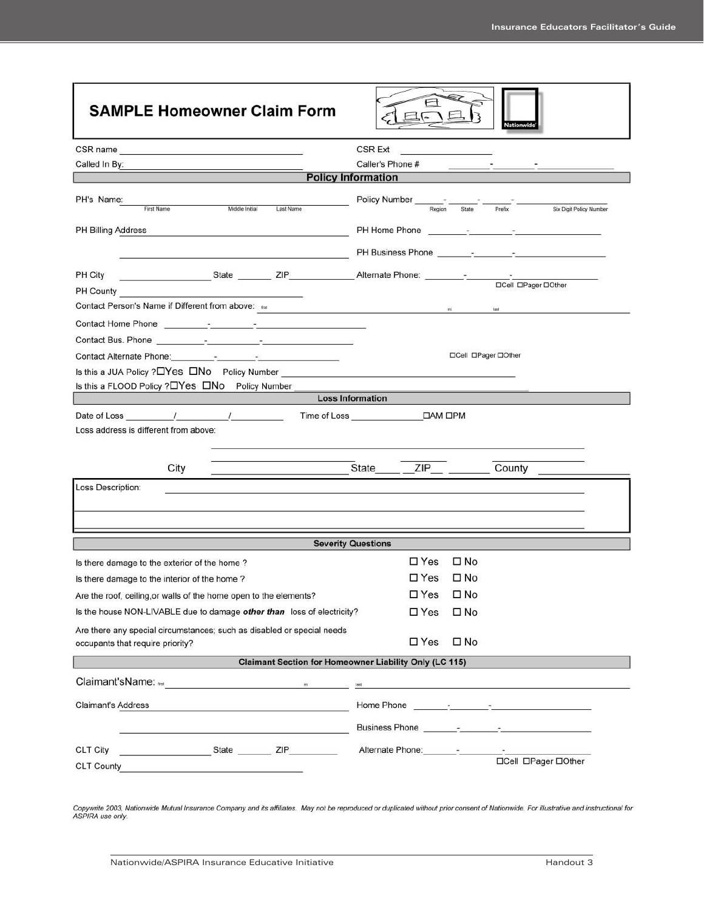## SAMPLE Homeowner Claim Form

CSR name ______________________ CSR Ext ______________

Called In By: ______________________ Caller's Phone # ______-______-__________

### Policy Information

PH's Name: ______________________ (First Name, Middle Initial, Last Name)

Policy Number _____-_____-_____-__________ (Region, State, Prefix, Six Digit Policy Number)

PH Billing Address ______________________

PH Home Phone ______-______-__________

PH Business Phone ______-______-__________

PH City ____________ State ______ ZIP __________

Alternate Phone: ______-______-__________ ☐Cell ☐Pager ☐Other

PH County ______________________

Contact Person's Name if Different from above: first ______ mi ______ last ______

Contact Home Phone ______-______-__________

Contact Bus. Phone ______-______-__________

Contact Alternate Phone: ______-______-__________ ☐Cell ☐Pager ☐Other

Is this a JUA Policy ? ☐Yes ☐No Policy Number ______________________

Is this a FLOOD Policy ? ☐Yes ☐No Policy Number ______________________

### Loss Information

Date of Loss ______/______/______ Time of Loss __________ ☐AM ☐PM

Loss address is different from above:

______________________

City ____________ State____ ZIP____ County ____________

Loss Description: ______________________

### Severity Questions

| Question | | |
|---|---|---|
| Is there damage to the exterior of the home ? | ☐ Yes | ☐ No |
| Is there damage to the interior of the home ? | ☐ Yes | ☐ No |
| Are the roof, ceiling,or walls of the home open to the elements? | ☐ Yes | ☐ No |
| Is the house NON-LIVABLE due to damage ***other than*** loss of electricity? | ☐ Yes | ☐ No |
| Are there any special circumstances; such as disabled or special needs occupants that require priority? | ☐ Yes | ☐ No |

### Claimant Section for Homeowner Liability Only (LC 115)

Claimant'sName: first ______ mi ______ last ______

Claimant's Address ______________________

Home Phone ______-______-__________

Business Phone ______-______-__________

CLT City ____________ State ______ ZIP __________

Alternate Phone: ______-______-__________ ☐Cell ☐Pager ☐Other

CLT County ______________________

*Copywrite 2003, Nationwide Mutual Insurance Company and its affiliates. May not be reproduced or duplicated without prior consent of Nationwide. For illustrative and instructional for ASPIRA use only.*

Handout 3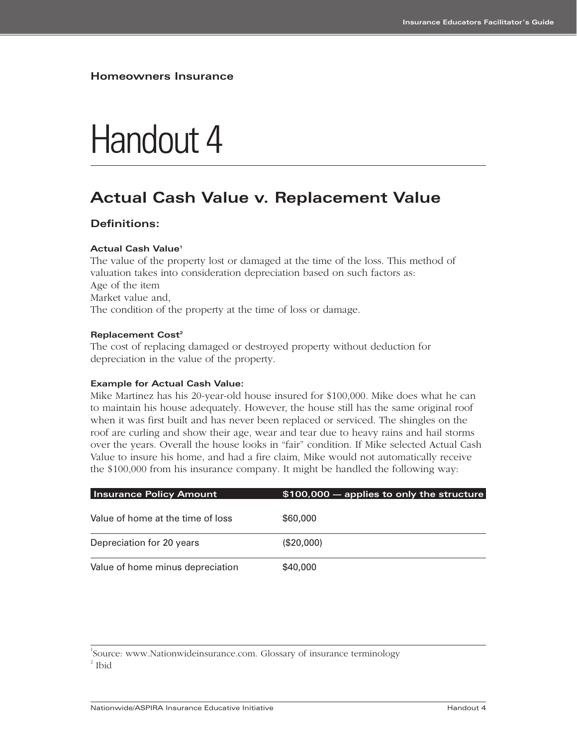## Homeowners Insurance

# Handout 4

## Actual Cash Value v. Replacement Value

### Definitions:

**Actual Cash Value**[1]
The value of the property lost or damaged at the time of the loss. This method of valuation takes into consideration depreciation based on such factors as:
Age of the item
Market value and,
The condition of the property at the time of loss or damage.

**Replacement Cost**[2]
The cost of replacing damaged or destroyed property without deduction for depreciation in the value of the property.

**Example for Actual Cash Value:**
Mike Martinez has his 20-year-old house insured for $100,000. Mike does what he can to maintain his house adequately. However, the house still has the same original roof when it was first built and has never been replaced or serviced. The shingles on the roof are curling and show their age, wear and tear due to heavy rains and hail storms over the years. Overall the house looks in "fair" condition. If Mike selected Actual Cash Value to insure his home, and had a fire claim, Mike would not automatically receive the $100,000 from his insurance company. It might be handled the following way:

| Insurance Policy Amount | $100,000 — applies to only the structure |
| --- | --- |
| Value of home at the time of loss | $60,000 |
| Depreciation for 20 years | ($20,000) |
| Value of home minus depreciation | $40,000 |

[1] Source: www.Nationwideinsurance.com. Glossary of insurance terminology
[2] Ibid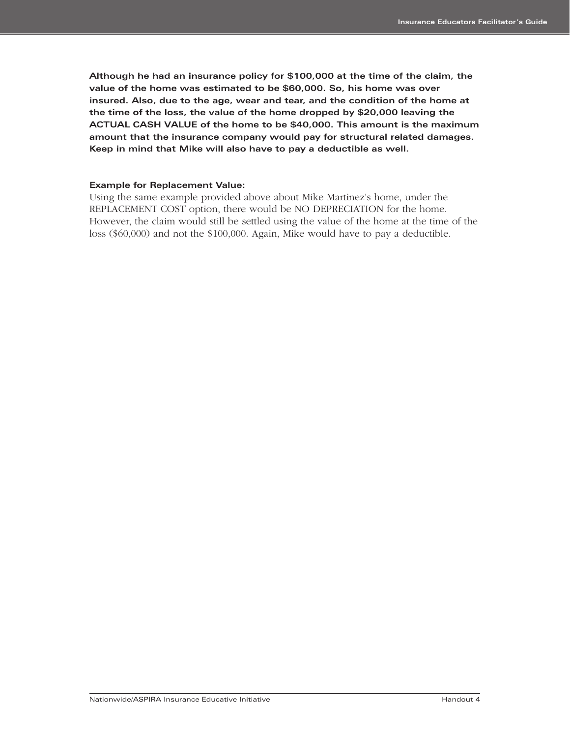**Although he had an insurance policy for $100,000 at the time of the claim, the value of the home was estimated to be $60,000. So, his home was over insured. Also, due to the age, wear and tear, and the condition of the home at the time of the loss, the value of the home dropped by $20,000 leaving the ACTUAL CASH VALUE of the home to be $40,000. This amount is the maximum amount that the insurance company would pay for structural related damages. Keep in mind that Mike will also have to pay a deductible as well.**

**Example for Replacement Value:**
Using the same example provided above about Mike Martinez's home, under the REPLACEMENT COST option, there would be NO DEPRECIATION for the home. However, the claim would still be settled using the value of the home at the time of the loss ($60,000) and not the $100,000. Again, Mike would have to pay a deductible.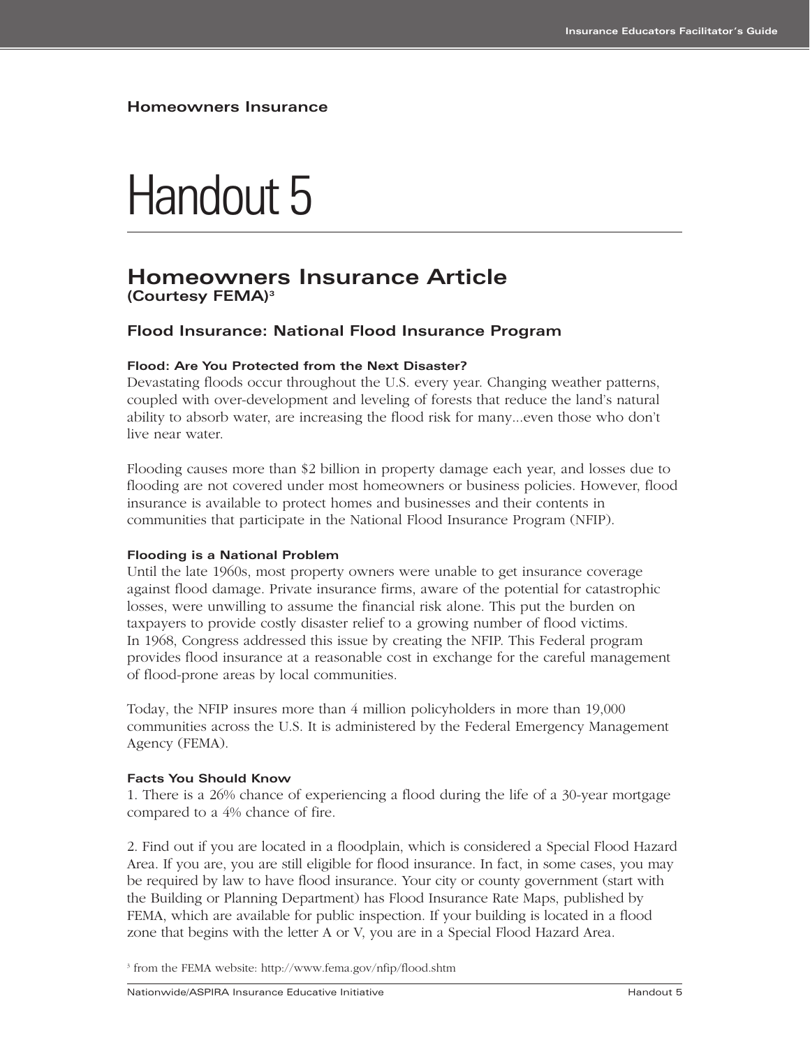Homeowners Insurance

# Handout 5

## Homeowners Insurance Article

**(Courtesy FEMA)[3]**

### Flood Insurance: National Flood Insurance Program

**Flood: Are You Protected from the Next Disaster?**

Devastating floods occur throughout the U.S. every year. Changing weather patterns, coupled with over-development and leveling of forests that reduce the land's natural ability to absorb water, are increasing the flood risk for many...even those who don't live near water.

Flooding causes more than $2 billion in property damage each year, and losses due to flooding are not covered under most homeowners or business policies. However, flood insurance is available to protect homes and businesses and their contents in communities that participate in the National Flood Insurance Program (NFIP).

**Flooding is a National Problem**

Until the late 1960s, most property owners were unable to get insurance coverage against flood damage. Private insurance firms, aware of the potential for catastrophic losses, were unwilling to assume the financial risk alone. This put the burden on taxpayers to provide costly disaster relief to a growing number of flood victims. In 1968, Congress addressed this issue by creating the NFIP. This Federal program provides flood insurance at a reasonable cost in exchange for the careful management of flood-prone areas by local communities.

Today, the NFIP insures more than 4 million policyholders in more than 19,000 communities across the U.S. It is administered by the Federal Emergency Management Agency (FEMA).

**Facts You Should Know**

1. There is a 26% chance of experiencing a flood during the life of a 30-year mortgage compared to a 4% chance of fire.

2. Find out if you are located in a floodplain, which is considered a Special Flood Hazard Area. If you are, you are still eligible for flood insurance. In fact, in some cases, you may be required by law to have flood insurance. Your city or county government (start with the Building or Planning Department) has Flood Insurance Rate Maps, published by FEMA, which are available for public inspection. If your building is located in a flood zone that begins with the letter A or V, you are in a Special Flood Hazard Area.

[3] from the FEMA website: http://www.fema.gov/nfip/flood.shtm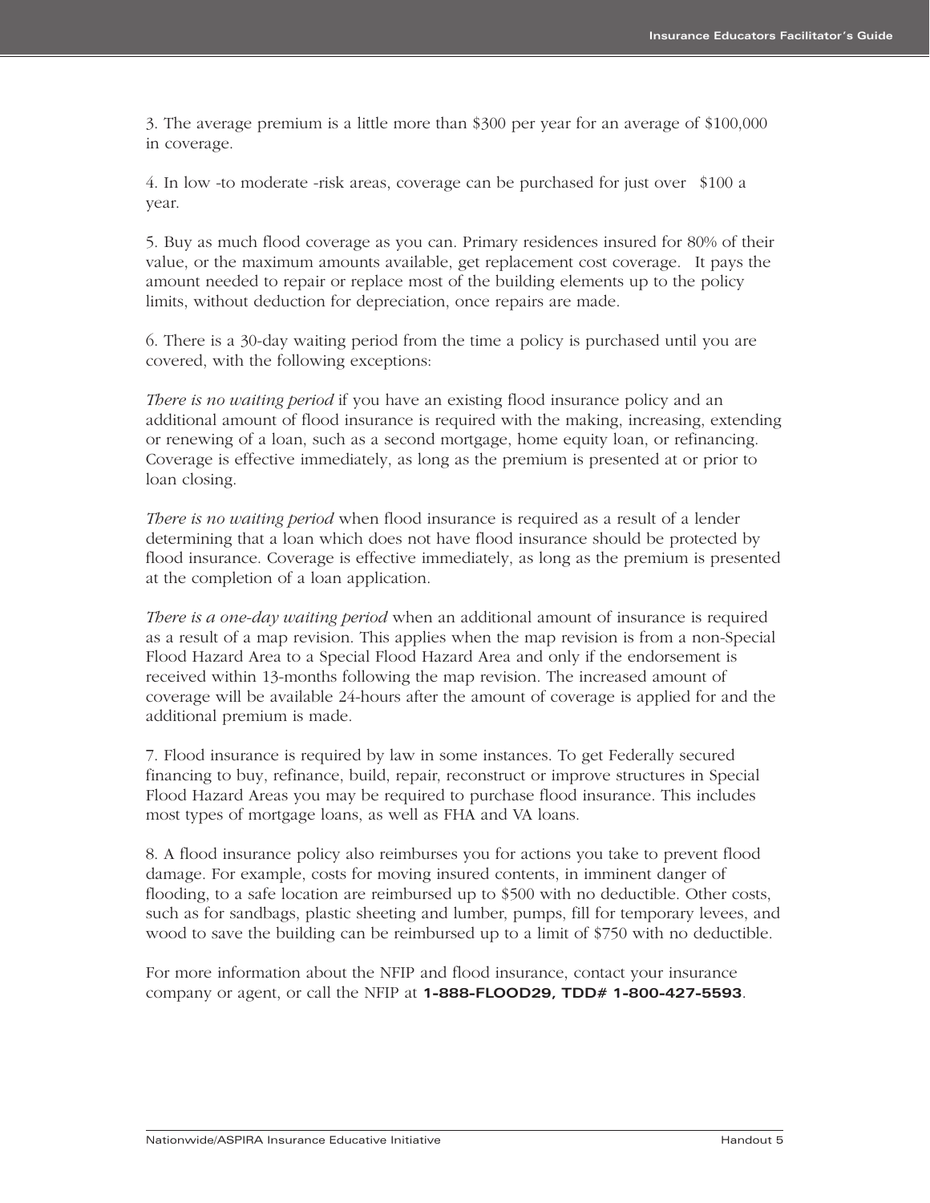3. The average premium is a little more than $300 per year for an average of $100,000 in coverage.

4. In low -to moderate -risk areas, coverage can be purchased for just over $100 a year.

5. Buy as much flood coverage as you can. Primary residences insured for 80% of their value, or the maximum amounts available, get replacement cost coverage. It pays the amount needed to repair or replace most of the building elements up to the policy limits, without deduction for depreciation, once repairs are made.

6. There is a 30-day waiting period from the time a policy is purchased until you are covered, with the following exceptions:

*There is no waiting period* if you have an existing flood insurance policy and an additional amount of flood insurance is required with the making, increasing, extending or renewing of a loan, such as a second mortgage, home equity loan, or refinancing. Coverage is effective immediately, as long as the premium is presented at or prior to loan closing.

*There is no waiting period* when flood insurance is required as a result of a lender determining that a loan which does not have flood insurance should be protected by flood insurance. Coverage is effective immediately, as long as the premium is presented at the completion of a loan application.

*There is a one-day waiting period* when an additional amount of insurance is required as a result of a map revision. This applies when the map revision is from a non-Special Flood Hazard Area to a Special Flood Hazard Area and only if the endorsement is received within 13-months following the map revision. The increased amount of coverage will be available 24-hours after the amount of coverage is applied for and the additional premium is made.

7. Flood insurance is required by law in some instances. To get Federally secured financing to buy, refinance, build, repair, reconstruct or improve structures in Special Flood Hazard Areas you may be required to purchase flood insurance. This includes most types of mortgage loans, as well as FHA and VA loans.

8. A flood insurance policy also reimburses you for actions you take to prevent flood damage. For example, costs for moving insured contents, in imminent danger of flooding, to a safe location are reimbursed up to $500 with no deductible. Other costs, such as for sandbags, plastic sheeting and lumber, pumps, fill for temporary levees, and wood to save the building can be reimbursed up to a limit of $750 with no deductible.

For more information about the NFIP and flood insurance, contact your insurance company or agent, or call the NFIP at **1-888-FLOOD29, TDD# 1-800-427-5593**.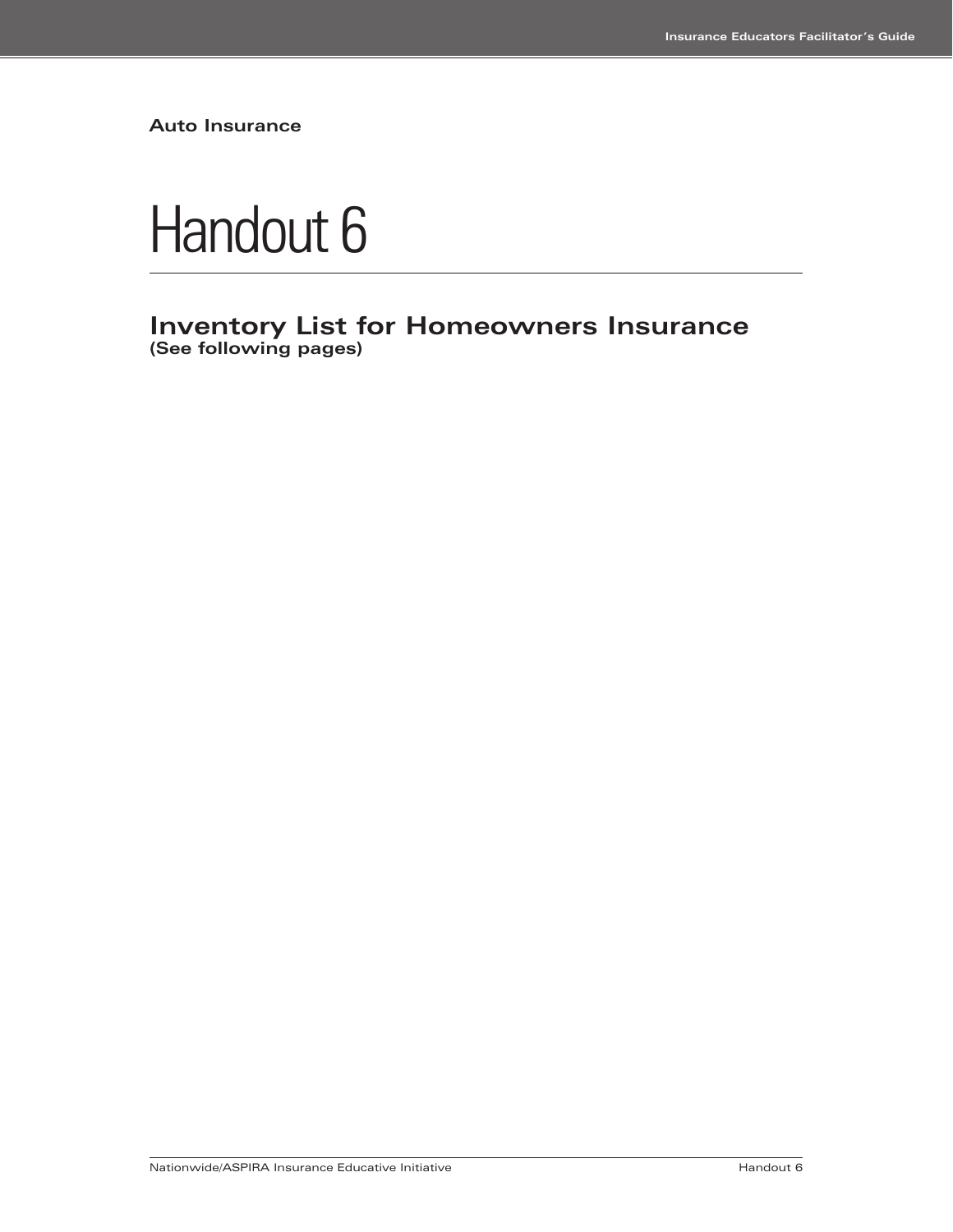**Auto Insurance**

# Handout 6

## Inventory List for Homeowners Insurance

**(See following pages)**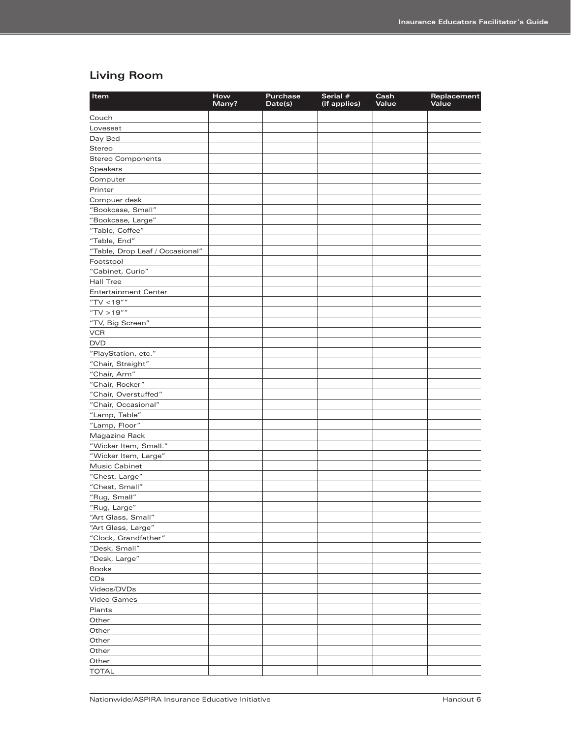## Living Room

| Item | How Many? | Purchase Date(s) | Serial # (if applies) | Cash Value | Replacement Value |
|---|---|---|---|---|---|
| Couch | | | | | |
| Loveseat | | | | | |
| Day Bed | | | | | |
| Stereo | | | | | |
| Stereo Components | | | | | |
| Speakers | | | | | |
| Computer | | | | | |
| Printer | | | | | |
| Compuer desk | | | | | |
| "Bookcase, Small" | | | | | |
| "Bookcase, Large" | | | | | |
| "Table, Coffee" | | | | | |
| "Table, End" | | | | | |
| "Table, Drop Leaf / Occasional" | | | | | |
| Footstool | | | | | |
| "Cabinet, Curio" | | | | | |
| Hall Tree | | | | | |
| Entertainment Center | | | | | |
| "TV <19"" | | | | | |
| "TV >19"" | | | | | |
| "TV, Big Screen" | | | | | |
| VCR | | | | | |
| DVD | | | | | |
| "PlayStation, etc." | | | | | |
| "Chair, Straight" | | | | | |
| "Chair, Arm" | | | | | |
| "Chair, Rocker" | | | | | |
| "Chair, Overstuffed" | | | | | |
| "Chair, Occasional" | | | | | |
| "Lamp, Table" | | | | | |
| "Lamp, Floor" | | | | | |
| Magazine Rack | | | | | |
| "Wicker Item, Small." | | | | | |
| "Wicker Item, Large" | | | | | |
| Music Cabinet | | | | | |
| "Chest, Large" | | | | | |
| "Chest, Small" | | | | | |
| "Rug, Small" | | | | | |
| "Rug, Large" | | | | | |
| "Art Glass, Small" | | | | | |
| "Art Glass, Large" | | | | | |
| "Clock, Grandfather" | | | | | |
| "Desk, Small" | | | | | |
| "Desk, Large" | | | | | |
| Books | | | | | |
| CDs | | | | | |
| Videos/DVDs | | | | | |
| Video Games | | | | | |
| Plants | | | | | |
| Other | | | | | |
| Other | | | | | |
| Other | | | | | |
| Other | | | | | |
| Other | | | | | |
| TOTAL | | | | | |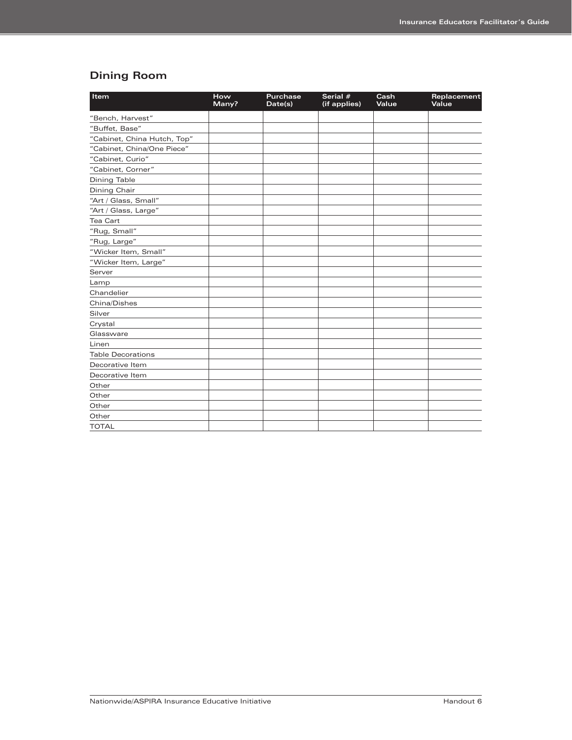## Dining Room

| Item | How Many? | Purchase Date(s) | Serial # (if applies) | Cash Value | Replacement Value |
|---|---|---|---|---|---|
| "Bench, Harvest" | | | | | |
| "Buffet, Base" | | | | | |
| "Cabinet, China Hutch, Top" | | | | | |
| "Cabinet, China/One Piece" | | | | | |
| "Cabinet, Curio" | | | | | |
| "Cabinet, Corner" | | | | | |
| Dining Table | | | | | |
| Dining Chair | | | | | |
| "Art / Glass, Small" | | | | | |
| "Art / Glass, Large" | | | | | |
| Tea Cart | | | | | |
| "Rug, Small" | | | | | |
| "Rug, Large" | | | | | |
| "Wicker Item, Small" | | | | | |
| "Wicker Item, Large" | | | | | |
| Server | | | | | |
| Lamp | | | | | |
| Chandelier | | | | | |
| China/Dishes | | | | | |
| Silver | | | | | |
| Crystal | | | | | |
| Glassware | | | | | |
| Linen | | | | | |
| Table Decorations | | | | | |
| Decorative Item | | | | | |
| Decorative Item | | | | | |
| Other | | | | | |
| Other | | | | | |
| Other | | | | | |
| Other | | | | | |
| TOTAL | | | | | |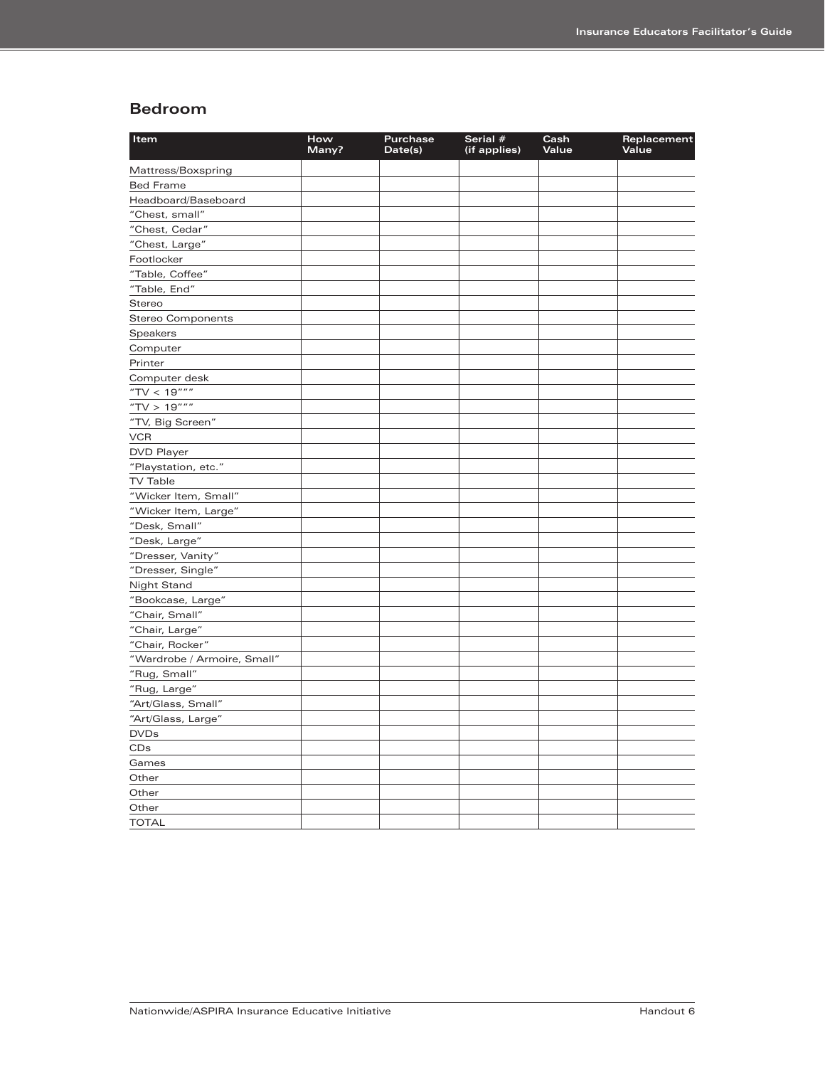## Bedroom

| Item | How Many? | Purchase Date(s) | Serial # (if applies) | Cash Value | Replacement Value |
|---|---|---|---|---|---|
| Mattress/Boxspring | | | | | |
| Bed Frame | | | | | |
| Headboard/Baseboard | | | | | |
| "Chest, small" | | | | | |
| "Chest, Cedar" | | | | | |
| "Chest, Large" | | | | | |
| Footlocker | | | | | |
| "Table, Coffee" | | | | | |
| "Table, End" | | | | | |
| Stereo | | | | | |
| Stereo Components | | | | | |
| Speakers | | | | | |
| Computer | | | | | |
| Printer | | | | | |
| Computer desk | | | | | |
| "TV < 19""" | | | | | |
| "TV > 19""" | | | | | |
| "TV, Big Screen" | | | | | |
| VCR | | | | | |
| DVD Player | | | | | |
| "Playstation, etc." | | | | | |
| TV Table | | | | | |
| "Wicker Item, Small" | | | | | |
| "Wicker Item, Large" | | | | | |
| "Desk, Small" | | | | | |
| "Desk, Large" | | | | | |
| "Dresser, Vanity" | | | | | |
| "Dresser, Single" | | | | | |
| Night Stand | | | | | |
| "Bookcase, Large" | | | | | |
| "Chair, Small" | | | | | |
| "Chair, Large" | | | | | |
| "Chair, Rocker" | | | | | |
| "Wardrobe / Armoire, Small" | | | | | |
| "Rug, Small" | | | | | |
| "Rug, Large" | | | | | |
| "Art/Glass, Small" | | | | | |
| "Art/Glass, Large" | | | | | |
| DVDs | | | | | |
| CDs | | | | | |
| Games | | | | | |
| Other | | | | | |
| Other | | | | | |
| Other | | | | | |
| TOTAL | | | | | |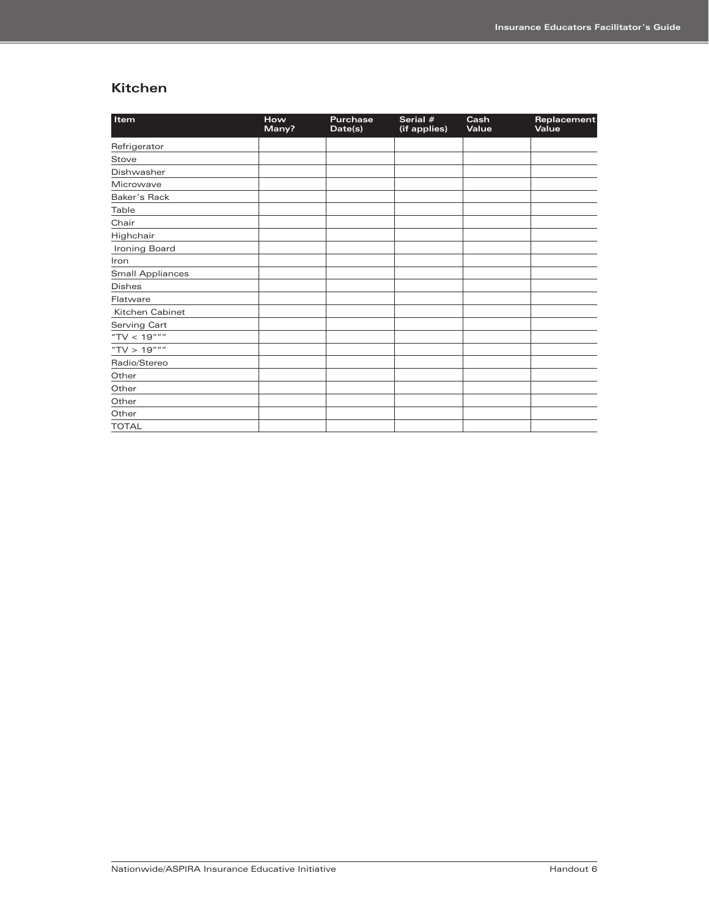## Kitchen

| Item | How Many? | Purchase Date(s) | Serial # (if applies) | Cash Value | Replacement Value |
|---|---|---|---|---|---|
| Refrigerator | | | | | |
| Stove | | | | | |
| Dishwasher | | | | | |
| Microwave | | | | | |
| Baker's Rack | | | | | |
| Table | | | | | |
| Chair | | | | | |
| Highchair | | | | | |
| Ironing Board | | | | | |
| Iron | | | | | |
| Small Appliances | | | | | |
| Dishes | | | | | |
| Flatware | | | | | |
| Kitchen Cabinet | | | | | |
| Serving Cart | | | | | |
| "TV < 19""" | | | | | |
| "TV > 19""" | | | | | |
| Radio/Stereo | | | | | |
| Other | | | | | |
| Other | | | | | |
| Other | | | | | |
| Other | | | | | |
| TOTAL | | | | | |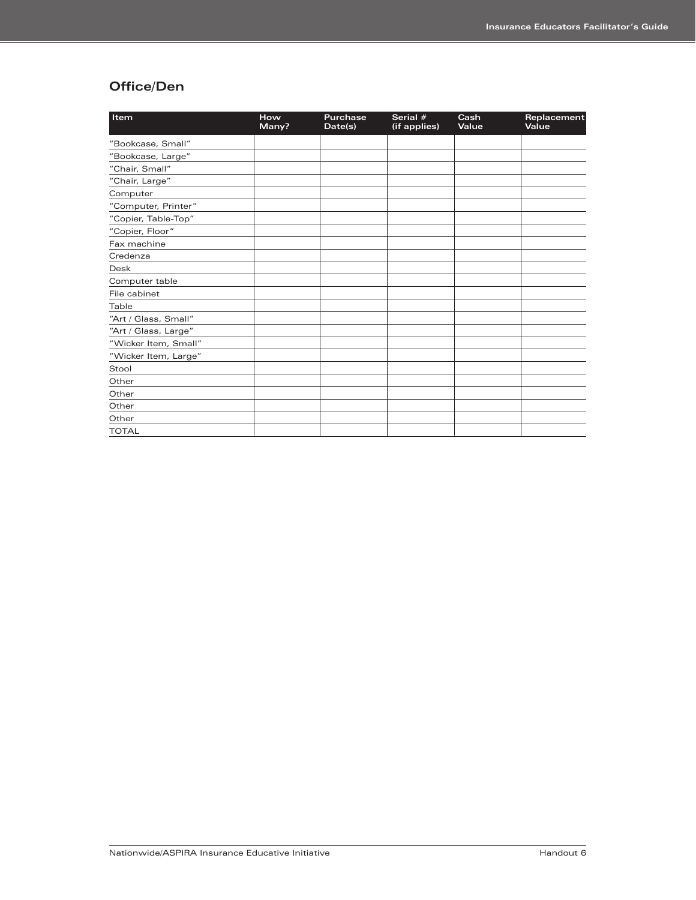## Office/Den

| Item | How Many? | Purchase Date(s) | Serial # (if applies) | Cash Value | Replacement Value |
|---|---|---|---|---|---|
| "Bookcase, Small" | | | | | |
| "Bookcase, Large" | | | | | |
| "Chair, Small" | | | | | |
| "Chair, Large" | | | | | |
| Computer | | | | | |
| "Computer, Printer" | | | | | |
| "Copier, Table-Top" | | | | | |
| "Copier, Floor" | | | | | |
| Fax machine | | | | | |
| Credenza | | | | | |
| Desk | | | | | |
| Computer table | | | | | |
| File cabinet | | | | | |
| Table | | | | | |
| "Art / Glass, Small" | | | | | |
| "Art / Glass, Large" | | | | | |
| "Wicker Item, Small" | | | | | |
| "Wicker Item, Large" | | | | | |
| Stool | | | | | |
| Other | | | | | |
| Other | | | | | |
| Other | | | | | |
| Other | | | | | |
| TOTAL | | | | | |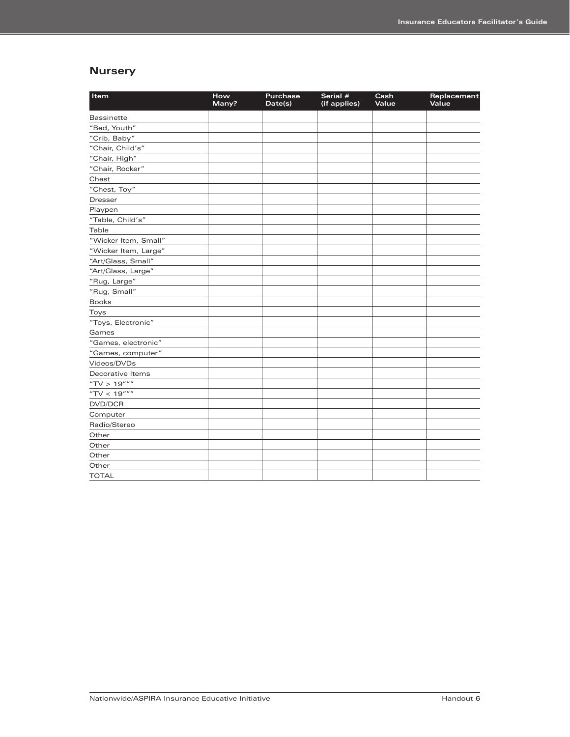## Nursery

| Item | How Many? | Purchase Date(s) | Serial # (if applies) | Cash Value | Replacement Value |
|---|---|---|---|---|---|
| Bassinette | | | | | |
| “Bed, Youth” | | | | | |
| “Crib, Baby” | | | | | |
| “Chair, Child’s” | | | | | |
| “Chair, High” | | | | | |
| “Chair, Rocker” | | | | | |
| Chest | | | | | |
| “Chest, Toy” | | | | | |
| Dresser | | | | | |
| Playpen | | | | | |
| “Table, Child’s” | | | | | |
| Table | | | | | |
| “Wicker Item, Small” | | | | | |
| “Wicker Item, Large” | | | | | |
| “Art/Glass, Small” | | | | | |
| “Art/Glass, Large” | | | | | |
| “Rug, Large” | | | | | |
| “Rug, Small” | | | | | |
| Books | | | | | |
| Toys | | | | | |
| “Toys, Electronic” | | | | | |
| Games | | | | | |
| “Games, electronic” | | | | | |
| “Games, computer” | | | | | |
| Videos/DVDs | | | | | |
| Decorative Items | | | | | |
| “TV > 19””” | | | | | |
| “TV < 19””” | | | | | |
| DVD/DCR | | | | | |
| Computer | | | | | |
| Radio/Stereo | | | | | |
| Other | | | | | |
| Other | | | | | |
| Other | | | | | |
| Other | | | | | |
| TOTAL | | | | | |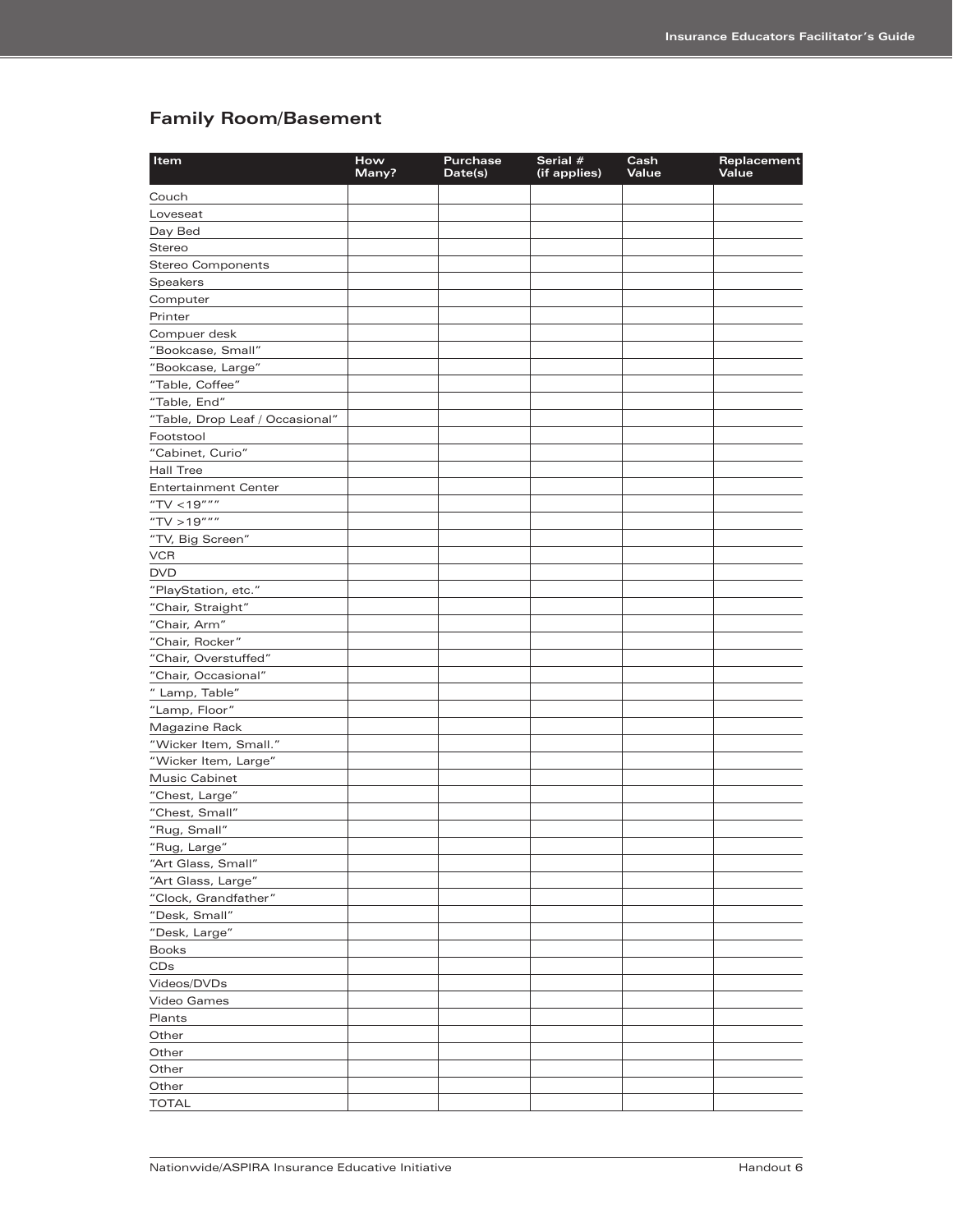## Family Room/Basement

| Item | How Many? | Purchase Date(s) | Serial # (if applies) | Cash Value | Replacement Value |
|---|---|---|---|---|---|
| Couch | | | | | |
| Loveseat | | | | | |
| Day Bed | | | | | |
| Stereo | | | | | |
| Stereo Components | | | | | |
| Speakers | | | | | |
| Computer | | | | | |
| Printer | | | | | |
| Compuer desk | | | | | |
| “Bookcase, Small” | | | | | |
| “Bookcase, Large” | | | | | |
| “Table, Coffee” | | | | | |
| “Table, End” | | | | | |
| “Table, Drop Leaf / Occasional” | | | | | |
| Footstool | | | | | |
| “Cabinet, Curio” | | | | | |
| Hall Tree | | | | | |
| Entertainment Center | | | | | |
| “TV <19””” | | | | | |
| “TV >19””” | | | | | |
| “TV, Big Screen” | | | | | |
| VCR | | | | | |
| DVD | | | | | |
| “PlayStation, etc.” | | | | | |
| “Chair, Straight” | | | | | |
| “Chair, Arm” | | | | | |
| “Chair, Rocker” | | | | | |
| “Chair, Overstuffed” | | | | | |
| “Chair, Occasional” | | | | | |
| ” Lamp, Table” | | | | | |
| “Lamp, Floor” | | | | | |
| Magazine Rack | | | | | |
| “Wicker Item, Small.” | | | | | |
| “Wicker Item, Large” | | | | | |
| Music Cabinet | | | | | |
| “Chest, Large” | | | | | |
| “Chest, Small” | | | | | |
| “Rug, Small” | | | | | |
| “Rug, Large” | | | | | |
| “Art Glass, Small” | | | | | |
| “Art Glass, Large” | | | | | |
| “Clock, Grandfather” | | | | | |
| “Desk, Small” | | | | | |
| “Desk, Large” | | | | | |
| Books | | | | | |
| CDs | | | | | |
| Videos/DVDs | | | | | |
| Video Games | | | | | |
| Plants | | | | | |
| Other | | | | | |
| Other | | | | | |
| Other | | | | | |
| Other | | | | | |
| TOTAL | | | | | |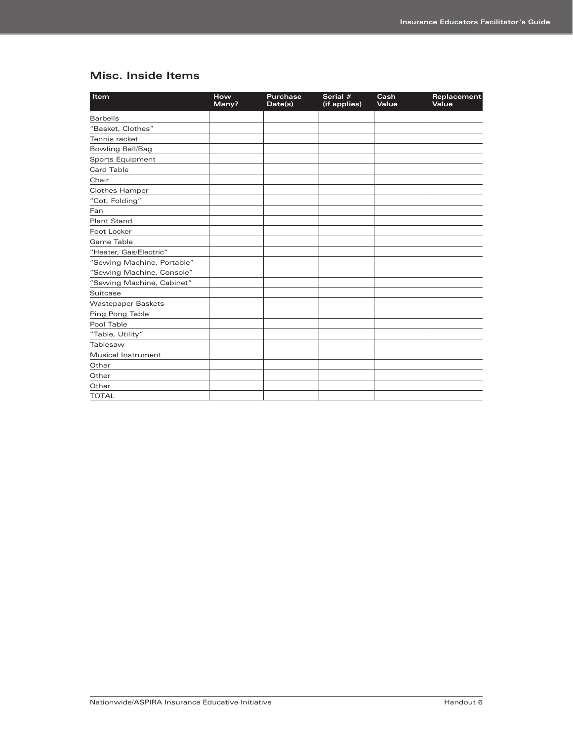## Misc. Inside Items

| Item | How Many? | Purchase Date(s) | Serial # (if applies) | Cash Value | Replacement Value |
|---|---|---|---|---|---|
| Barbells | | | | | |
| "Basket, Clothes" | | | | | |
| Tennis racket | | | | | |
| Bowling Ball/Bag | | | | | |
| Sports Equipment | | | | | |
| Card Table | | | | | |
| Chair | | | | | |
| Clothes Hamper | | | | | |
| "Cot, Folding" | | | | | |
| Fan | | | | | |
| Plant Stand | | | | | |
| Foot Locker | | | | | |
| Game Table | | | | | |
| "Heater, Gas/Electric" | | | | | |
| "Sewing Machine, Portable" | | | | | |
| "Sewing Machine, Console" | | | | | |
| "Sewing Machine, Cabinet" | | | | | |
| Suitcase | | | | | |
| Wastepaper Baskets | | | | | |
| Ping Pong Table | | | | | |
| Pool Table | | | | | |
| "Table, Utility" | | | | | |
| Tablesaw | | | | | |
| Musical Instrument | | | | | |
| Other | | | | | |
| Other | | | | | |
| Other | | | | | |
| TOTAL | | | | | |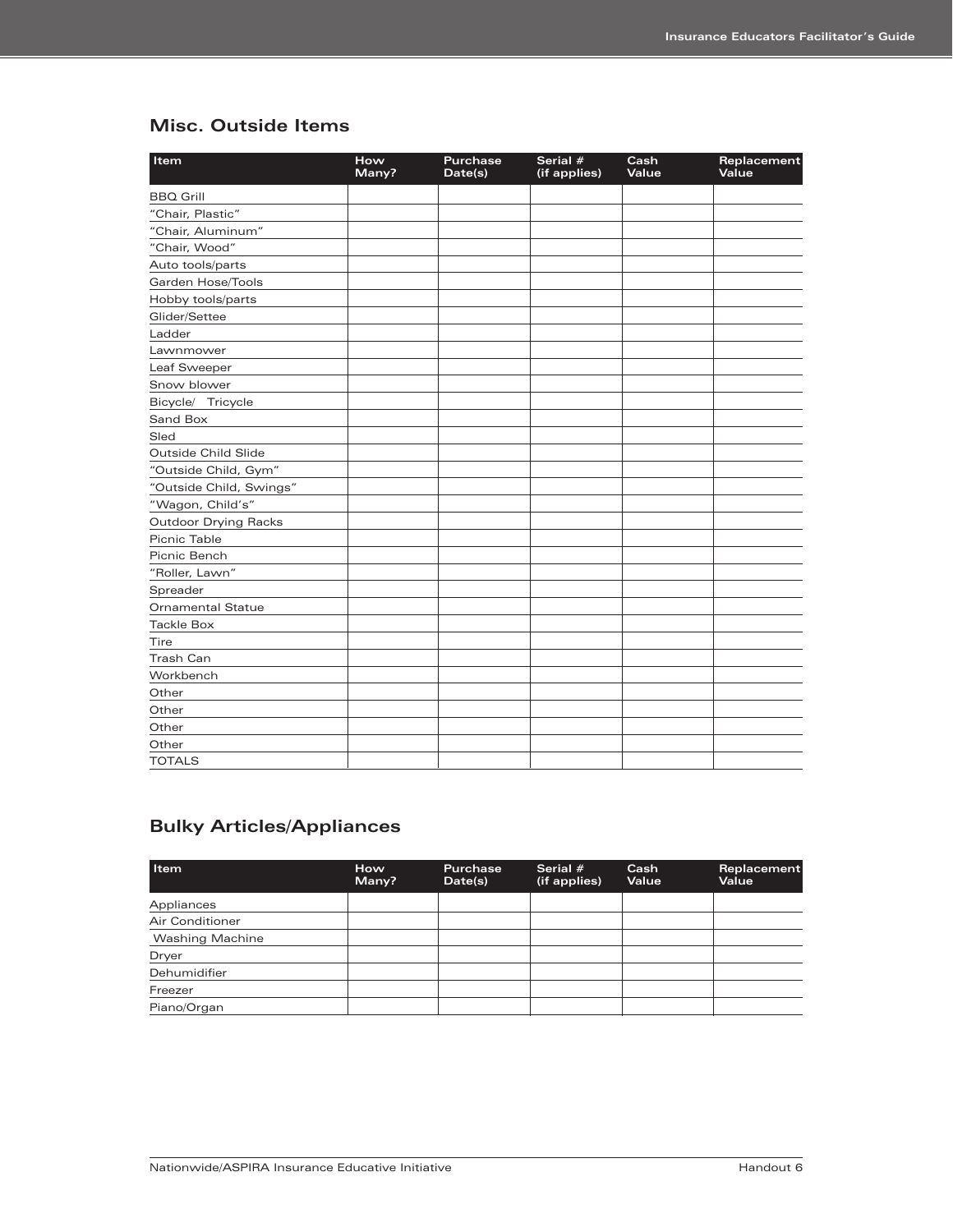## Misc. Outside Items

| Item | How Many? | Purchase Date(s) | Serial # (if applies) | Cash Value | Replacement Value |
|---|---|---|---|---|---|
| BBQ Grill | | | | | |
| "Chair, Plastic" | | | | | |
| "Chair, Aluminum" | | | | | |
| "Chair, Wood" | | | | | |
| Auto tools/parts | | | | | |
| Garden Hose/Tools | | | | | |
| Hobby tools/parts | | | | | |
| Glider/Settee | | | | | |
| Ladder | | | | | |
| Lawnmower | | | | | |
| Leaf Sweeper | | | | | |
| Snow blower | | | | | |
| Bicycle/ Tricycle | | | | | |
| Sand Box | | | | | |
| Sled | | | | | |
| Outside Child Slide | | | | | |
| "Outside Child, Gym" | | | | | |
| "Outside Child, Swings" | | | | | |
| "Wagon, Child's" | | | | | |
| Outdoor Drying Racks | | | | | |
| Picnic Table | | | | | |
| Picnic Bench | | | | | |
| "Roller, Lawn" | | | | | |
| Spreader | | | | | |
| Ornamental Statue | | | | | |
| Tackle Box | | | | | |
| Tire | | | | | |
| Trash Can | | | | | |
| Workbench | | | | | |
| Other | | | | | |
| Other | | | | | |
| Other | | | | | |
| Other | | | | | |
| TOTALS | | | | | |

## Bulky Articles/Appliances

| Item | How Many? | Purchase Date(s) | Serial # (if applies) | Cash Value | Replacement Value |
|---|---|---|---|---|---|
| Appliances | | | | | |
| Air Conditioner | | | | | |
| Washing Machine | | | | | |
| Dryer | | | | | |
| Dehumidifier | | | | | |
| Freezer | | | | | |
| Piano/Organ | | | | | |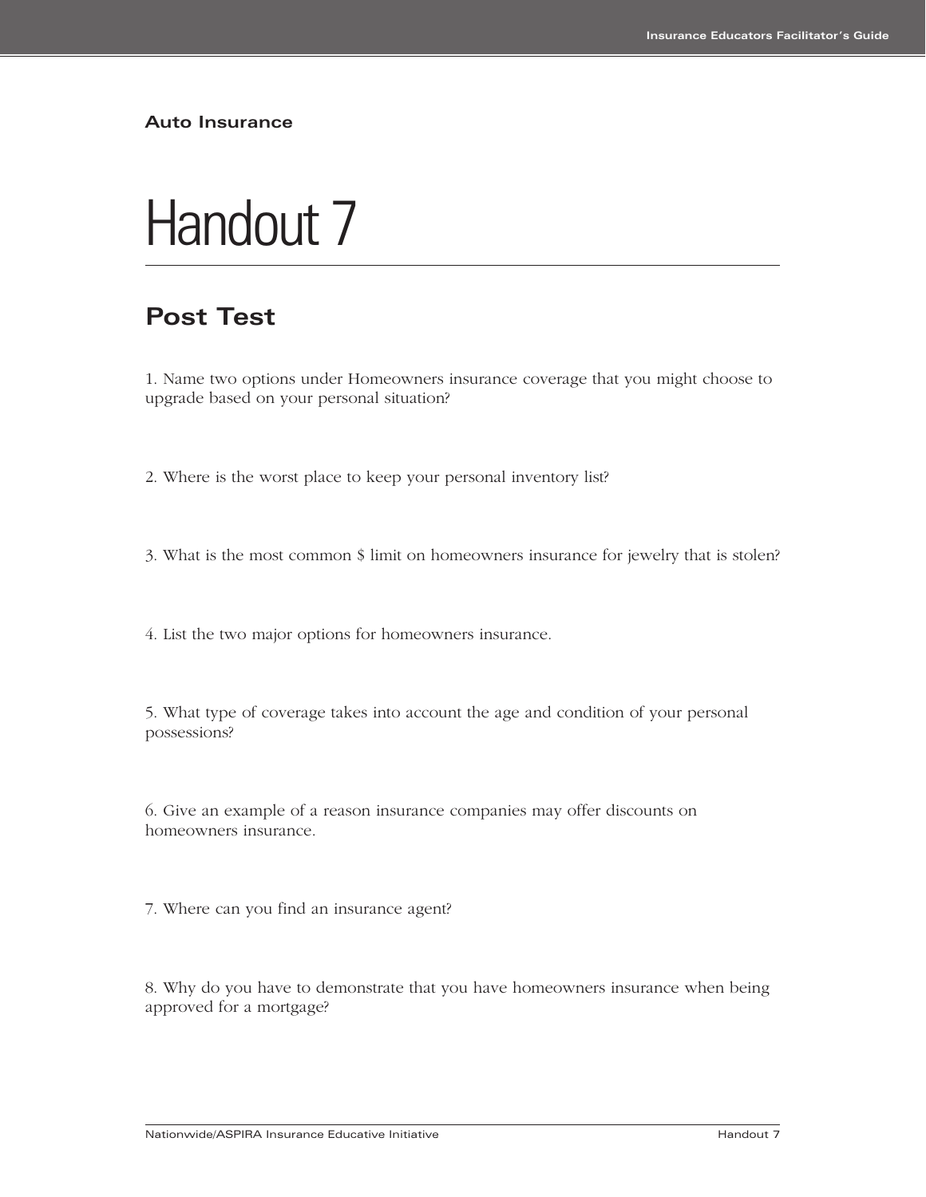Auto Insurance

# Handout 7

## Post Test

1. Name two options under Homeowners insurance coverage that you might choose to upgrade based on your personal situation?

2. Where is the worst place to keep your personal inventory list?

3. What is the most common $ limit on homeowners insurance for jewelry that is stolen?

4. List the two major options for homeowners insurance.

5. What type of coverage takes into account the age and condition of your personal possessions?

6. Give an example of a reason insurance companies may offer discounts on homeowners insurance.

7. Where can you find an insurance agent?

8. Why do you have to demonstrate that you have homeowners insurance when being approved for a mortgage?